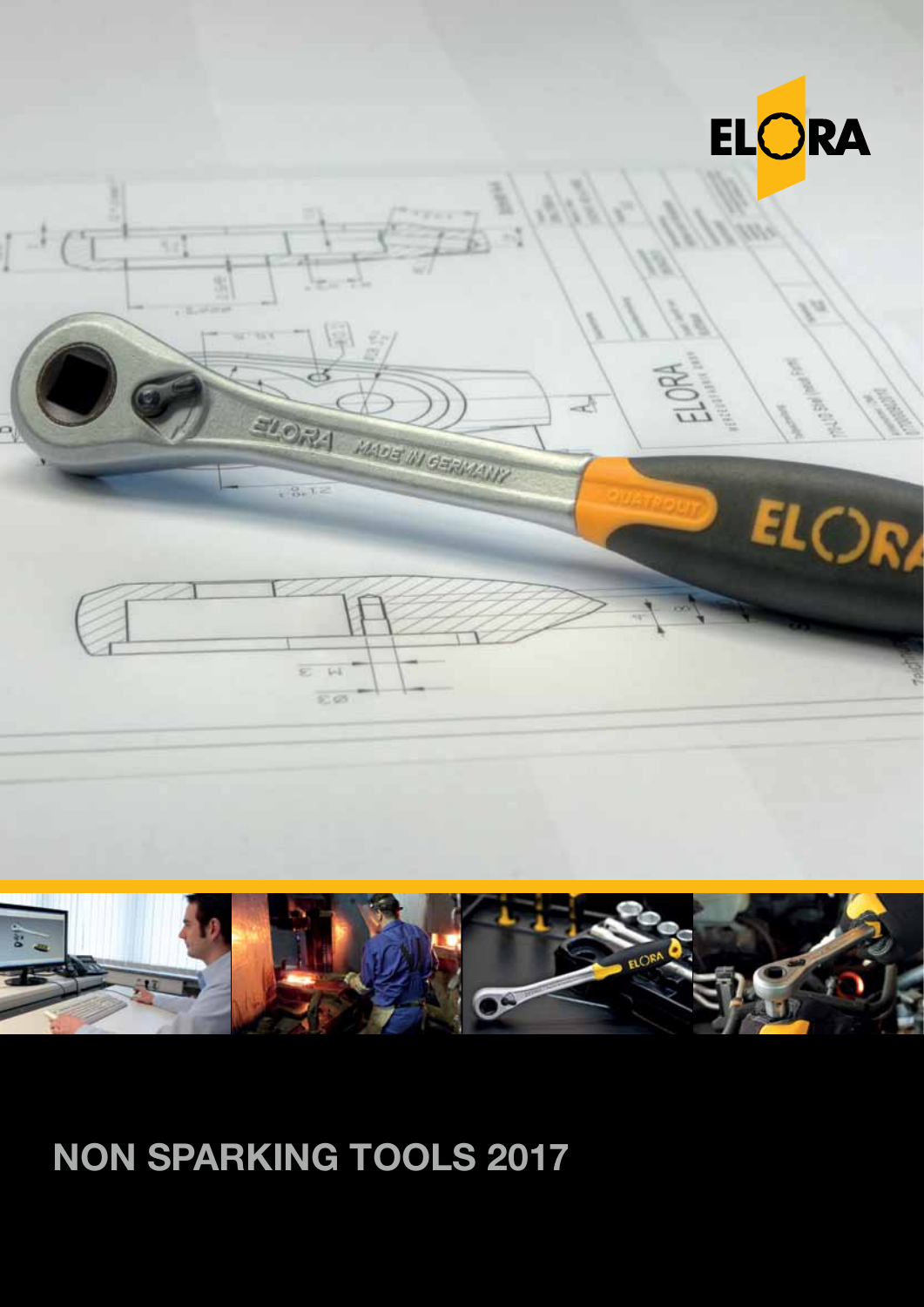ELORA

# NON SPARKING TOOLS 2017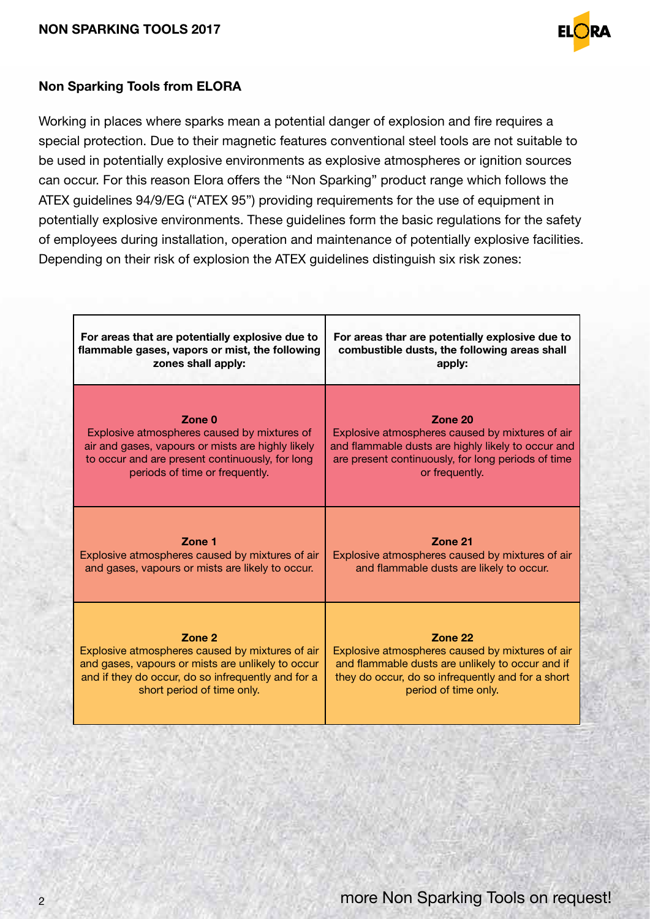## Non Sparking Tools from ELORA

Working in places where sparks mean a potential danger of explosion and fire requires a special protection. Due to their magnetic features conventional steel tools are not suitable to be used in potentially explosive environments as explosive atmospheres or ignition sources can occur. For this reason Elora offers the "Non Sparking" product range which follows the ATEX guidelines 94/9/EG ("ATEX 95") providing requirements for the use of equipment in potentially explosive environments. These guidelines form the basic regulations for the safety of employees during installation, operation and maintenance of potentially explosive facilities. Depending on their risk of explosion the ATEX guidelines distinguish six risk zones:

| For areas that are potentially explosive due to flammable gases, vapors or mist, the following zones shall apply: | For areas thar are potentially explosive due to combustible dusts, the following areas shall apply: |
|---|---|
| **Zone 0** Explosive atmospheres caused by mixtures of air and gases, vapours or mists are highly likely to occur and are present continuously, for long periods of time or frequently. | **Zone 20** Explosive atmospheres caused by mixtures of air and flammable dusts are highly likely to occur and are present continuously, for long periods of time or frequently. |
| **Zone 1** Explosive atmospheres caused by mixtures of air and gases, vapours or mists are likely to occur. | **Zone 21** Explosive atmospheres caused by mixtures of air and flammable dusts are likely to occur. |
| **Zone 2** Explosive atmospheres caused by mixtures of air and gases, vapours or mists are unlikely to occur and if they do occur, do so infrequently and for a short period of time only. | **Zone 22** Explosive atmospheres caused by mixtures of air and flammable dusts are unlikely to occur and if they do occur, do so infrequently and for a short period of time only. |

more Non Sparking Tools on request!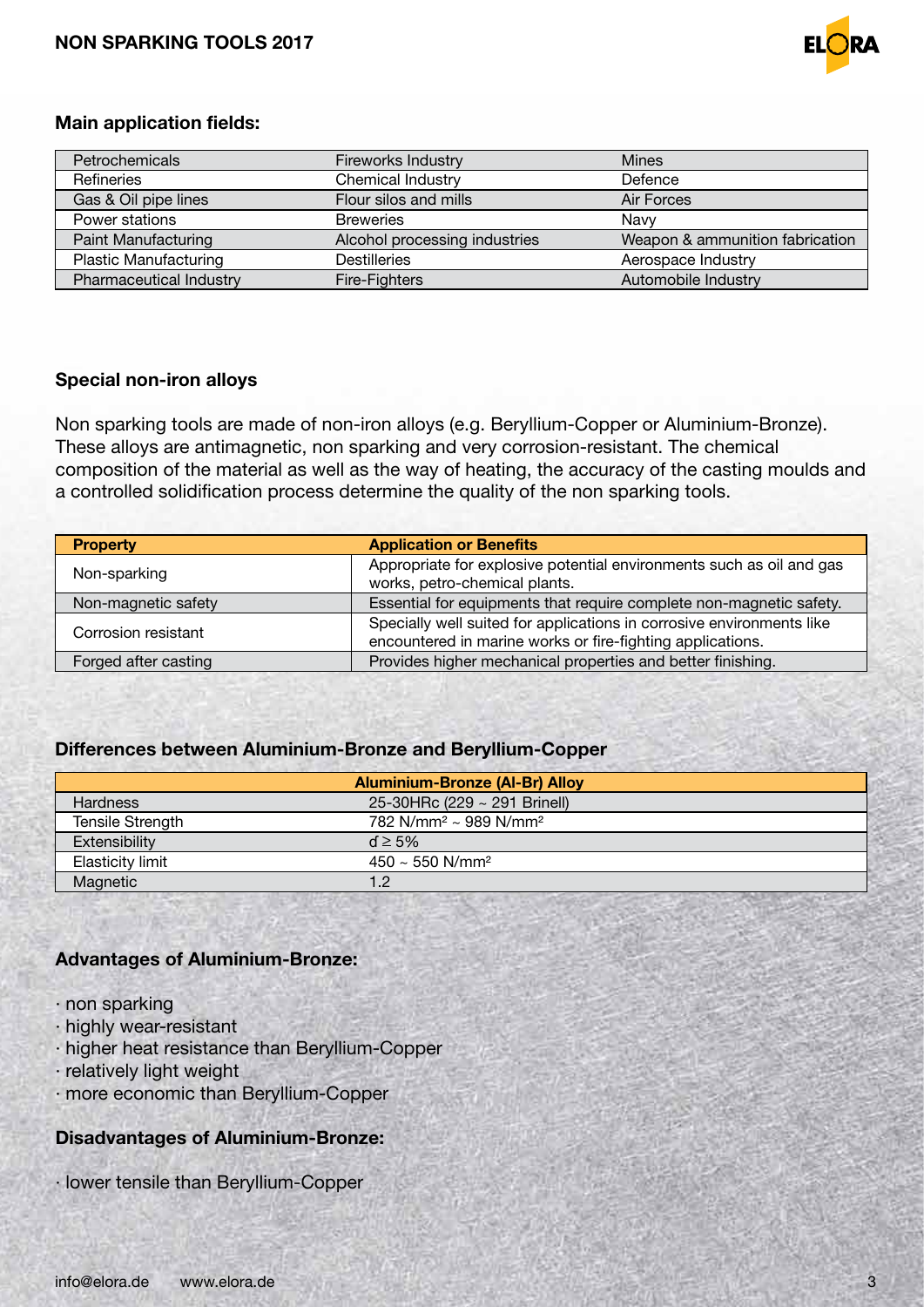### Main application fields:

| | | |
|---|---|---|
| Petrochemicals | Fireworks Industry | Mines |
| Refineries | Chemical Industry | Defence |
| Gas & Oil pipe lines | Flour silos and mills | Air Forces |
| Power stations | Breweries | Navy |
| Paint Manufacturing | Alcohol processing industries | Weapon & ammunition fabrication |
| Plastic Manufacturing | Destilleries | Aerospace Industry |
| Pharmaceutical Industry | Fire-Fighters | Automobile Industry |

### Special non-iron alloys

Non sparking tools are made of non-iron alloys (e.g. Beryllium-Copper or Aluminium-Bronze). These alloys are antimagnetic, non sparking and very corrosion-resistant. The chemical composition of the material as well as the way of heating, the accuracy of the casting moulds and a controlled solidification process determine the quality of the non sparking tools.

| Property | Application or Benefits |
|---|---|
| Non-sparking | Appropriate for explosive potential environments such as oil and gas works, petro-chemical plants. |
| Non-magnetic safety | Essential for equipments that require complete non-magnetic safety. |
| Corrosion resistant | Specially well suited for applications in corrosive environments like encountered in marine works or fire-fighting applications. |
| Forged after casting | Provides higher mechanical properties and better finishing. |

### Differences between Aluminium-Bronze and Beryllium-Copper

| Aluminium-Bronze (Al-Br) Alloy | |
|---|---|
| Hardness | 25-30HRc (229 ~ 291 Brinell) |
| Tensile Strength | 782 N/mm² ~ 989 N/mm² |
| Extensibility | $d \geq 5\%$ |
| Elasticity limit | 450 ~ 550 N/mm² |
| Magnetic | 1.2 |

### Advantages of Aluminium-Bronze:

- non sparking
- highly wear-resistant
- higher heat resistance than Beryllium-Copper
- relatively light weight
- more economic than Beryllium-Copper

### Disadvantages of Aluminium-Bronze:

- lower tensile than Beryllium-Copper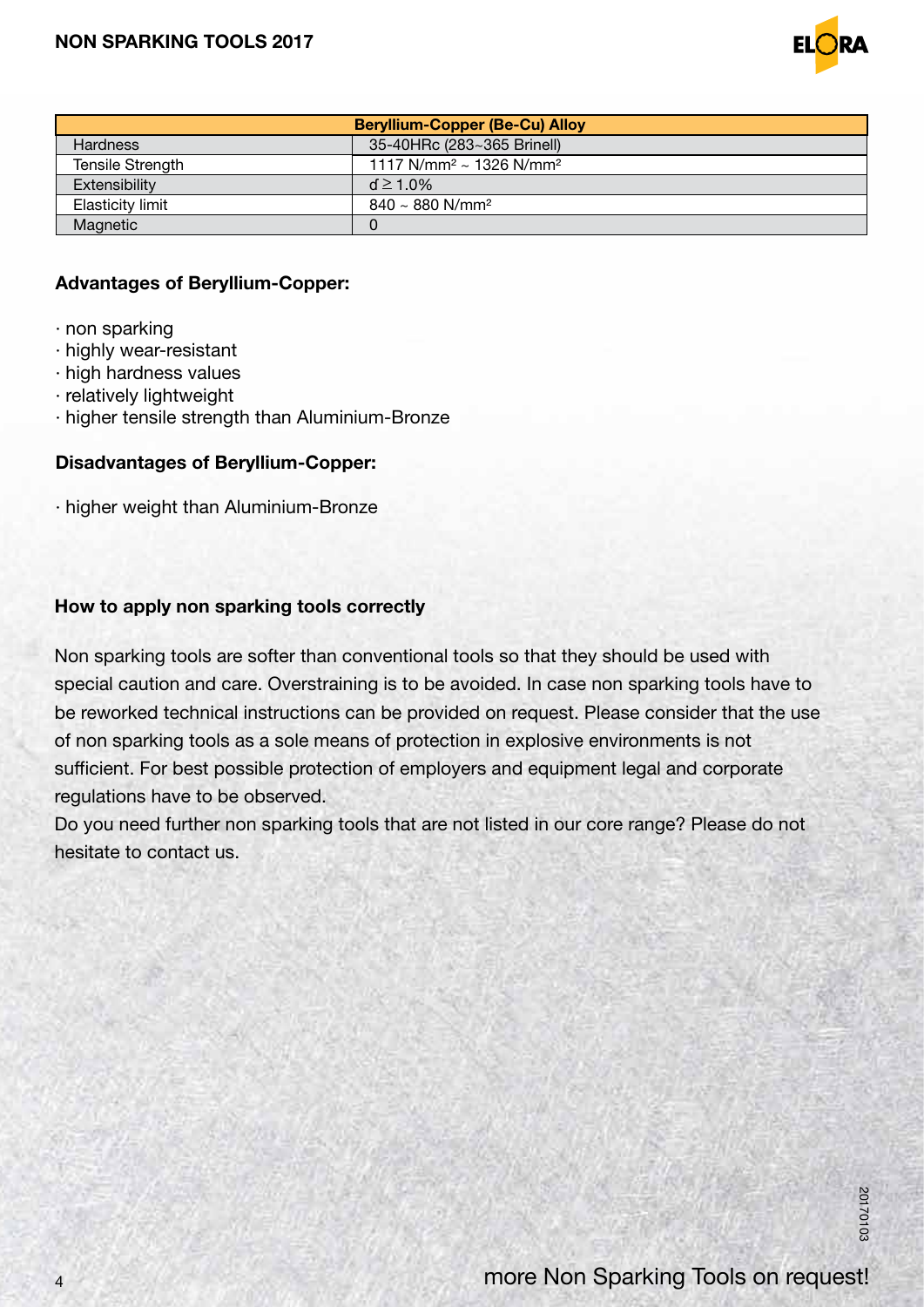| Beryllium-Copper (Be-Cu) Alloy | |
|---|---|
| Hardness | 35-40HRc (283~365 Brinell) |
| Tensile Strength | 1117 N/mm² ~ 1326 N/mm² |
| Extensibility | d ≥ 1.0% |
| Elasticity limit | 840 ~ 880 N/mm² |
| Magnetic | 0 |

**Advantages of Beryllium-Copper:**

· non sparking
· highly wear-resistant
· high hardness values
· relatively lightweight
· higher tensile strength than Aluminium-Bronze

**Disadvantages of Beryllium-Copper:**

· higher weight than Aluminium-Bronze

**How to apply non sparking tools correctly**

Non sparking tools are softer than conventional tools so that they should be used with special caution and care. Overstraining is to be avoided. In case non sparking tools have to be reworked technical instructions can be provided on request. Please consider that the use of non sparking tools as a sole means of protection in explosive environments is not sufficient. For best possible protection of employers and equipment legal and corporate regulations have to be observed.
Do you need further non sparking tools that are not listed in our core range? Please do not hesitate to contact us.

20170103

more Non Sparking Tools on request!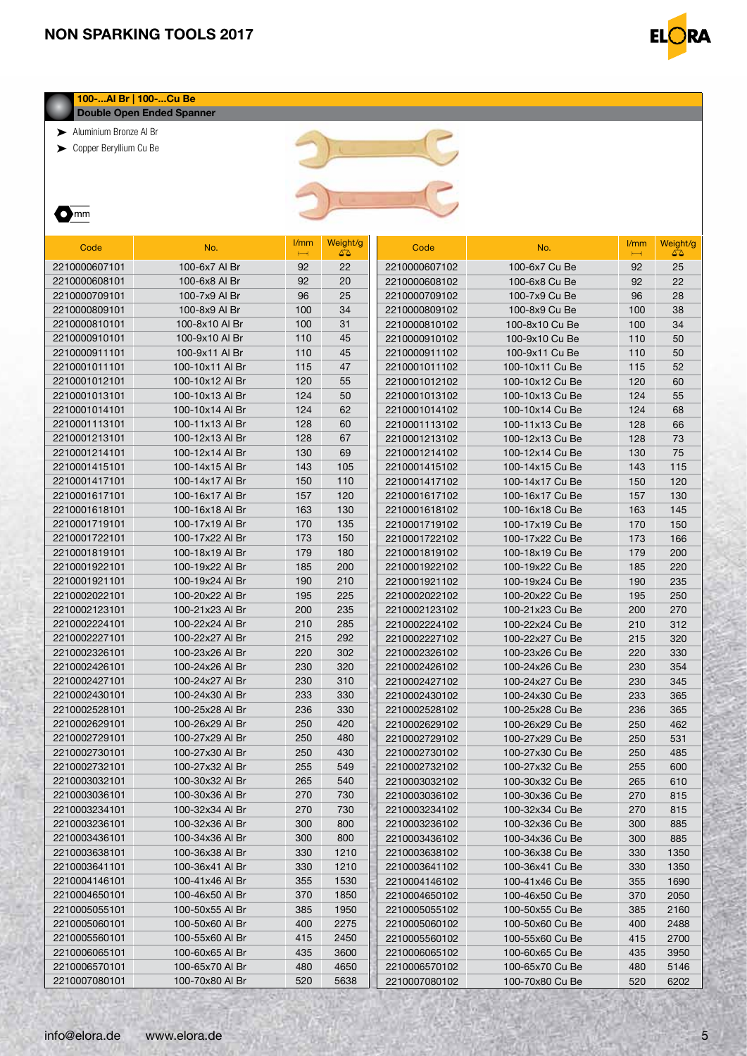## 100-...Al Br | 100-...Cu Be

### Double Open Ended Spanner

- Aluminium Bronze Al Br
- Copper Beryllium Cu Be

mm

| Code | No. | l/mm | Weight/g |
|---|---|---|---|
| 2210000607101 | 100-6x7 Al Br | 92 | 22 |
| 2210000608101 | 100-6x8 Al Br | 92 | 20 |
| 2210000709101 | 100-7x9 Al Br | 96 | 25 |
| 2210000809101 | 100-8x9 Al Br | 100 | 34 |
| 2210000810101 | 100-8x10 Al Br | 100 | 31 |
| 2210000910101 | 100-9x10 Al Br | 110 | 45 |
| 2210000911101 | 100-9x11 Al Br | 110 | 45 |
| 2210001011101 | 100-10x11 Al Br | 115 | 47 |
| 2210001012101 | 100-10x12 Al Br | 120 | 55 |
| 2210001013101 | 100-10x13 Al Br | 124 | 50 |
| 2210001014101 | 100-10x14 Al Br | 124 | 62 |
| 2210001113101 | 100-11x13 Al Br | 128 | 60 |
| 2210001213101 | 100-12x13 Al Br | 128 | 67 |
| 2210001214101 | 100-12x14 Al Br | 130 | 69 |
| 2210001415101 | 100-14x15 Al Br | 143 | 105 |
| 2210001417101 | 100-14x17 Al Br | 150 | 110 |
| 2210001617101 | 100-16x17 Al Br | 157 | 120 |
| 2210001618101 | 100-16x18 Al Br | 163 | 130 |
| 2210001719101 | 100-17x19 Al Br | 170 | 135 |
| 2210001722101 | 100-17x22 Al Br | 173 | 150 |
| 2210001819101 | 100-18x19 Al Br | 179 | 180 |
| 2210001922101 | 100-19x22 Al Br | 185 | 200 |
| 2210001921101 | 100-19x24 Al Br | 190 | 210 |
| 2210002022101 | 100-20x22 Al Br | 195 | 225 |
| 2210002123101 | 100-21x23 Al Br | 200 | 235 |
| 2210002224101 | 100-22x24 Al Br | 210 | 285 |
| 2210002227101 | 100-22x27 Al Br | 215 | 292 |
| 2210002326101 | 100-23x26 Al Br | 220 | 302 |
| 2210002426101 | 100-24x26 Al Br | 230 | 320 |
| 2210002427101 | 100-24x27 Al Br | 230 | 310 |
| 2210002430101 | 100-24x30 Al Br | 233 | 330 |
| 2210002528101 | 100-25x28 Al Br | 236 | 330 |
| 2210002629101 | 100-26x29 Al Br | 250 | 420 |
| 2210002729101 | 100-27x29 Al Br | 250 | 480 |
| 2210002730101 | 100-27x30 Al Br | 250 | 430 |
| 2210002732101 | 100-27x32 Al Br | 255 | 549 |
| 2210003032101 | 100-30x32 Al Br | 265 | 540 |
| 2210003036101 | 100-30x36 Al Br | 270 | 730 |
| 2210003234101 | 100-32x34 Al Br | 270 | 730 |
| 2210003236101 | 100-32x36 Al Br | 300 | 800 |
| 2210003436101 | 100-34x36 Al Br | 300 | 800 |
| 2210003638101 | 100-36x38 Al Br | 330 | 1210 |
| 2210003641101 | 100-36x41 Al Br | 330 | 1210 |
| 2210004146101 | 100-41x46 Al Br | 355 | 1530 |
| 2210004650101 | 100-46x50 Al Br | 370 | 1850 |
| 2210005055101 | 100-50x55 Al Br | 385 | 1950 |
| 2210005060101 | 100-50x60 Al Br | 400 | 2275 |
| 2210005560101 | 100-55x60 Al Br | 415 | 2450 |
| 2210006065101 | 100-60x65 Al Br | 435 | 3600 |
| 2210006570101 | 100-65x70 Al Br | 480 | 4650 |
| 2210007080101 | 100-70x80 Al Br | 520 | 5638 |

| Code | No. | l/mm | Weight/g |
|---|---|---|---|
| 2210000607102 | 100-6x7 Cu Be | 92 | 25 |
| 2210000608102 | 100-6x8 Cu Be | 92 | 22 |
| 2210000709102 | 100-7x9 Cu Be | 96 | 28 |
| 2210000809102 | 100-8x9 Cu Be | 100 | 38 |
| 2210000810102 | 100-8x10 Cu Be | 100 | 34 |
| 2210000910102 | 100-9x10 Cu Be | 110 | 50 |
| 2210000911102 | 100-9x11 Cu Be | 110 | 50 |
| 2210001011102 | 100-10x11 Cu Be | 115 | 52 |
| 2210001012102 | 100-10x12 Cu Be | 120 | 60 |
| 2210001013102 | 100-10x13 Cu Be | 124 | 55 |
| 2210001014102 | 100-10x14 Cu Be | 124 | 68 |
| 2210001113102 | 100-11x13 Cu Be | 128 | 66 |
| 2210001213102 | 100-12x13 Cu Be | 128 | 73 |
| 2210001214102 | 100-12x14 Cu Be | 130 | 75 |
| 2210001415102 | 100-14x15 Cu Be | 143 | 115 |
| 2210001417102 | 100-14x17 Cu Be | 150 | 120 |
| 2210001617102 | 100-16x17 Cu Be | 157 | 130 |
| 2210001618102 | 100-16x18 Cu Be | 163 | 145 |
| 2210001719102 | 100-17x19 Cu Be | 170 | 150 |
| 2210001722102 | 100-17x22 Cu Be | 173 | 166 |
| 2210001819102 | 100-18x19 Cu Be | 179 | 200 |
| 2210001922102 | 100-19x22 Cu Be | 185 | 220 |
| 2210001921102 | 100-19x24 Cu Be | 190 | 235 |
| 2210002022102 | 100-20x22 Cu Be | 195 | 250 |
| 2210002123102 | 100-21x23 Cu Be | 200 | 270 |
| 2210002224102 | 100-22x24 Cu Be | 210 | 312 |
| 2210002227102 | 100-22x27 Cu Be | 215 | 320 |
| 2210002326102 | 100-23x26 Cu Be | 220 | 330 |
| 2210002426102 | 100-24x26 Cu Be | 230 | 354 |
| 2210002427102 | 100-24x27 Cu Be | 230 | 345 |
| 2210002430102 | 100-24x30 Cu Be | 233 | 365 |
| 2210002528102 | 100-25x28 Cu Be | 236 | 365 |
| 2210002629102 | 100-26x29 Cu Be | 250 | 462 |
| 2210002729102 | 100-27x29 Cu Be | 250 | 531 |
| 2210002730102 | 100-27x30 Cu Be | 250 | 485 |
| 2210002732102 | 100-27x32 Cu Be | 255 | 600 |
| 2210003032102 | 100-30x32 Cu Be | 265 | 610 |
| 2210003036102 | 100-30x36 Cu Be | 270 | 815 |
| 2210003234102 | 100-32x34 Cu Be | 270 | 815 |
| 2210003236102 | 100-32x36 Cu Be | 300 | 885 |
| 2210003436102 | 100-34x36 Cu Be | 300 | 885 |
| 2210003638102 | 100-36x38 Cu Be | 330 | 1350 |
| 2210003641102 | 100-36x41 Cu Be | 330 | 1350 |
| 2210004146102 | 100-41x46 Cu Be | 355 | 1690 |
| 2210004650102 | 100-46x50 Cu Be | 370 | 2050 |
| 2210005055102 | 100-50x55 Cu Be | 385 | 2160 |
| 2210005060102 | 100-50x60 Cu Be | 400 | 2488 |
| 2210005560102 | 100-55x60 Cu Be | 415 | 2700 |
| 2210006065102 | 100-60x65 Cu Be | 435 | 3950 |
| 2210006570102 | 100-65x70 Cu Be | 480 | 5146 |
| 2210007080102 | 100-70x80 Cu Be | 520 | 6202 |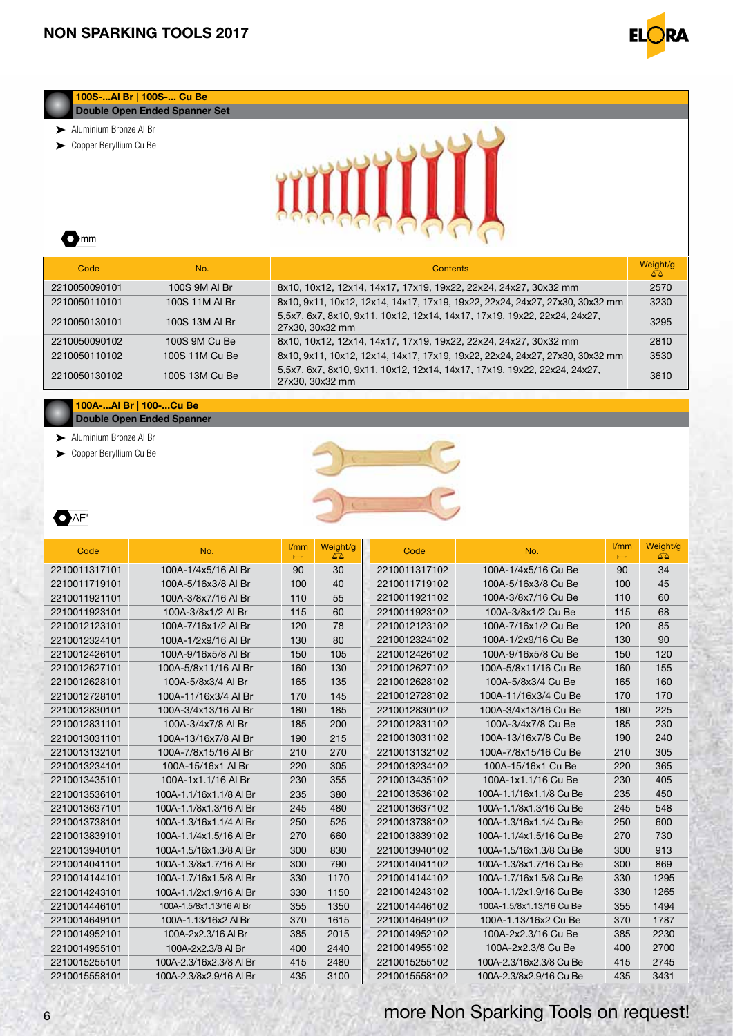## 100S-...Al Br | 100S-... Cu Be
### Double Open Ended Spanner Set

- Aluminium Bronze Al Br
- Copper Beryllium Cu Be

mm

| Code | No. | Contents | Weight/g |
|---|---|---|---|
| 2210050090101 | 100S 9M Al Br | 8x10, 10x12, 12x14, 14x17, 17x19, 19x22, 22x24, 24x27, 30x32 mm | 2570 |
| 2210050110101 | 100S 11M Al Br | 8x10, 9x11, 10x12, 12x14, 14x17, 17x19, 19x22, 22x24, 24x27, 27x30, 30x32 mm | 3230 |
| 2210050130101 | 100S 13M Al Br | 5,5x7, 6x7, 8x10, 9x11, 10x12, 12x14, 14x17, 17x19, 19x22, 22x24, 24x27, 27x30, 30x32 mm | 3295 |
| 2210050090102 | 100S 9M Cu Be | 8x10, 10x12, 12x14, 14x17, 17x19, 19x22, 22x24, 24x27, 30x32 mm | 2810 |
| 2210050110102 | 100S 11M Cu Be | 8x10, 9x11, 10x12, 12x14, 14x17, 17x19, 19x22, 22x24, 24x27, 27x30, 30x32 mm | 3530 |
| 2210050130102 | 100S 13M Cu Be | 5,5x7, 6x7, 8x10, 9x11, 10x12, 12x14, 14x17, 17x19, 19x22, 22x24, 24x27, 27x30, 30x32 mm | 3610 |

## 100A-...Al Br | 100-...Cu Be
### Double Open Ended Spanner

- Aluminium Bronze Al Br
- Copper Beryllium Cu Be

AF"

| Code | No. | l/mm | Weight/g | Code | No. | l/mm | Weight/g |
|---|---|---|---|---|---|---|---|
| 2210011317101 | 100A-1/4x5/16 Al Br | 90 | 30 | 2210011317102 | 100A-1/4x5/16 Cu Be | 90 | 34 |
| 2210011719101 | 100A-5/16x3/8 Al Br | 100 | 40 | 2210011719102 | 100A-5/16x3/8 Cu Be | 100 | 45 |
| 2210011921101 | 100A-3/8x7/16 Al Br | 110 | 55 | 2210011921102 | 100A-3/8x7/16 Cu Be | 110 | 60 |
| 2210011923101 | 100A-3/8x1/2 Al Br | 115 | 60 | 2210011923102 | 100A-3/8x1/2 Cu Be | 115 | 68 |
| 2210012123101 | 100A-7/16x1/2 Al Br | 120 | 78 | 2210012123102 | 100A-7/16x1/2 Cu Be | 120 | 85 |
| 2210012324101 | 100A-1/2x9/16 Al Br | 130 | 80 | 2210012324102 | 100A-1/2x9/16 Cu Be | 130 | 90 |
| 2210012426101 | 100A-9/16x5/8 Al Br | 150 | 105 | 2210012426102 | 100A-9/16x5/8 Cu Be | 150 | 120 |
| 2210012627101 | 100A-5/8x11/16 Al Br | 160 | 130 | 2210012627102 | 100A-5/8x11/16 Cu Be | 160 | 155 |
| 2210012628101 | 100A-5/8x3/4 Al Br | 165 | 135 | 2210012628102 | 100A-5/8x3/4 Cu Be | 165 | 160 |
| 2210012728101 | 100A-11/16x3/4 Al Br | 170 | 145 | 2210012728102 | 100A-11/16x3/4 Cu Be | 170 | 170 |
| 2210012830101 | 100A-3/4x13/16 Al Br | 180 | 185 | 2210012830102 | 100A-3/4x13/16 Cu Be | 180 | 225 |
| 2210012831101 | 100A-3/4x7/8 Al Br | 185 | 200 | 2210012831102 | 100A-3/4x7/8 Cu Be | 185 | 230 |
| 2210013031101 | 100A-13/16x7/8 Al Br | 190 | 215 | 2210013031102 | 100A-13/16x7/8 Cu Be | 190 | 240 |
| 2210013132101 | 100A-7/8x15/16 Al Br | 210 | 270 | 2210013132102 | 100A-7/8x15/16 Cu Be | 210 | 305 |
| 2210013234101 | 100A-15/16x1 Al Br | 220 | 305 | 2210013234102 | 100A-15/16x1 Cu Be | 220 | 365 |
| 2210013435101 | 100A-1x1.1/16 Al Br | 230 | 355 | 2210013435102 | 100A-1x1.1/16 Cu Be | 230 | 405 |
| 2210013536101 | 100A-1.1/16x1.1/8 Al Br | 235 | 380 | 2210013536102 | 100A-1.1/16x1.1/8 Cu Be | 235 | 450 |
| 2210013637101 | 100A-1.1/8x1.3/16 Al Br | 245 | 480 | 2210013637102 | 100A-1.1/8x1.3/16 Cu Be | 245 | 548 |
| 2210013738101 | 100A-1.3/16x1.1/4 Al Br | 250 | 525 | 2210013738102 | 100A-1.3/16x1.1/4 Cu Be | 250 | 600 |
| 2210013839101 | 100A-1.1/4x1.5/16 Al Br | 270 | 660 | 2210013839102 | 100A-1.1/4x1.5/16 Cu Be | 270 | 730 |
| 2210013940101 | 100A-1.5/16x1.3/8 Al Br | 300 | 830 | 2210013940102 | 100A-1.5/16x1.3/8 Cu Be | 300 | 913 |
| 2210014041101 | 100A-1.3/8x1.7/16 Al Br | 300 | 790 | 2210014041102 | 100A-1.3/8x1.7/16 Cu Be | 300 | 869 |
| 2210014144101 | 100A-1.7/16x1.5/8 Al Br | 330 | 1170 | 2210014144102 | 100A-1.7/16x1.5/8 Cu Be | 330 | 1295 |
| 2210014243101 | 100A-1.1/2x1.9/16 Al Br | 330 | 1150 | 2210014243102 | 100A-1.1/2x1.9/16 Cu Be | 330 | 1265 |
| 2210014446101 | 100A-1.5/8x1.13/16 Al Br | 355 | 1350 | 2210014446102 | 100A-1.5/8x1.13/16 Cu Be | 355 | 1494 |
| 2210014649101 | 100A-1.13/16x2 Al Br | 370 | 1615 | 2210014649102 | 100A-1.13/16x2 Cu Be | 370 | 1787 |
| 2210014952101 | 100A-2x2.3/16 Al Br | 385 | 2015 | 2210014952102 | 100A-2x2.3/16 Cu Be | 385 | 2230 |
| 2210014955101 | 100A-2x2.3/8 Al Br | 400 | 2440 | 2210014955102 | 100A-2x2.3/8 Cu Be | 400 | 2700 |
| 2210015255101 | 100A-2.3/16x2.3/8 Al Br | 415 | 2480 | 2210015255102 | 100A-2.3/16x2.3/8 Cu Be | 415 | 2745 |
| 2210015558101 | 100A-2.3/8x2.9/16 Al Br | 435 | 3100 | 2210015558102 | 100A-2.3/8x2.9/16 Cu Be | 435 | 3431 |

more Non Sparking Tools on request!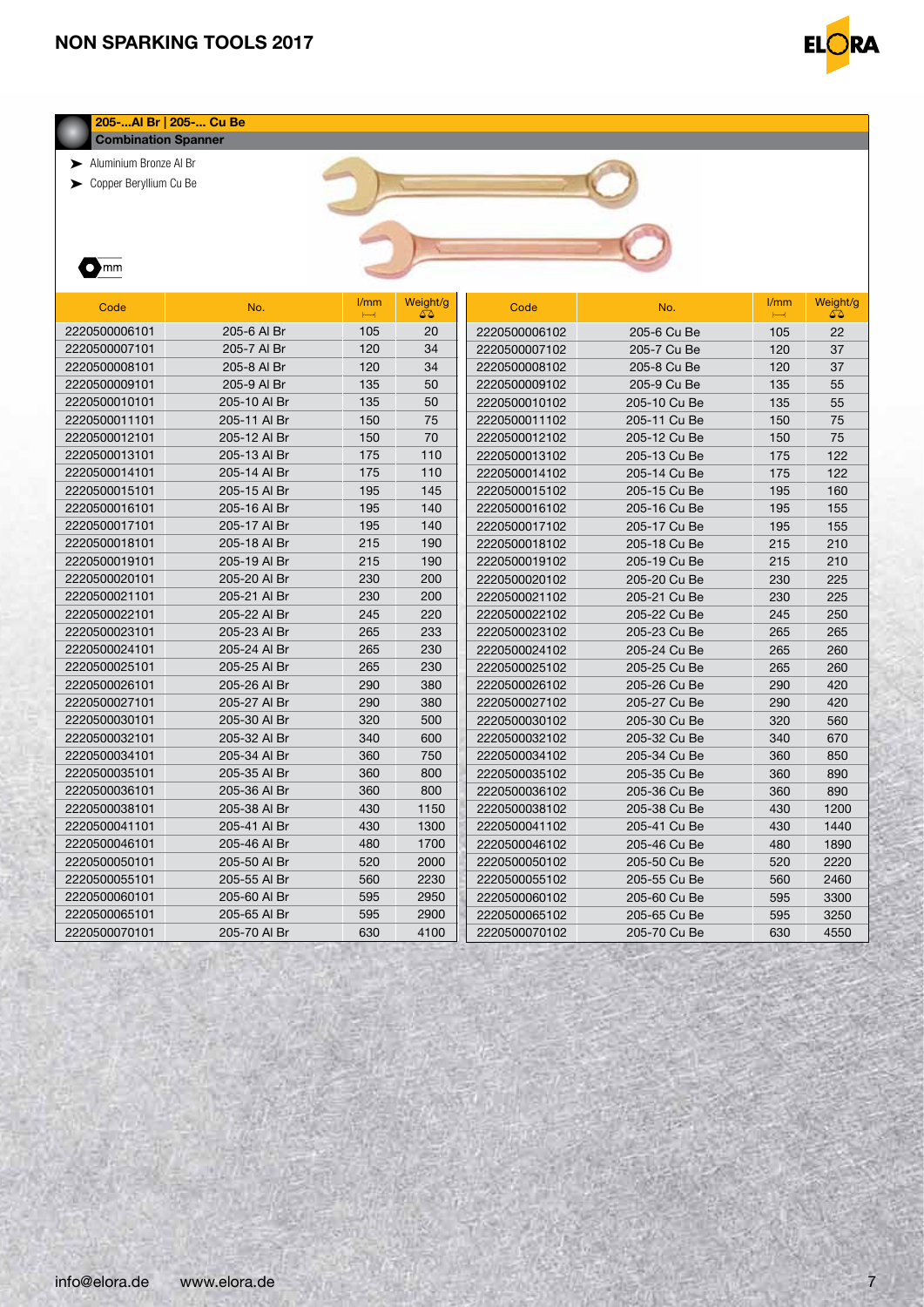## 205-...Al Br | 205-... Cu Be

**Combination Spanner**

- Aluminium Bronze Al Br
- Copper Beryllium Cu Be

mm

| Code | No. | l/mm | Weight/g | Code | No. | l/mm | Weight/g |
|---|---|---|---|---|---|---|---|
| 2220500006101 | 205-6 Al Br | 105 | 20 | 2220500006102 | 205-6 Cu Be | 105 | 22 |
| 2220500007101 | 205-7 Al Br | 120 | 34 | 2220500007102 | 205-7 Cu Be | 120 | 37 |
| 2220500008101 | 205-8 Al Br | 120 | 34 | 2220500008102 | 205-8 Cu Be | 120 | 37 |
| 2220500009101 | 205-9 Al Br | 135 | 50 | 2220500009102 | 205-9 Cu Be | 135 | 55 |
| 2220500010101 | 205-10 Al Br | 135 | 50 | 2220500010102 | 205-10 Cu Be | 135 | 55 |
| 2220500011101 | 205-11 Al Br | 150 | 75 | 2220500011102 | 205-11 Cu Be | 150 | 75 |
| 2220500012101 | 205-12 Al Br | 150 | 70 | 2220500012102 | 205-12 Cu Be | 150 | 75 |
| 2220500013101 | 205-13 Al Br | 175 | 110 | 2220500013102 | 205-13 Cu Be | 175 | 122 |
| 2220500014101 | 205-14 Al Br | 175 | 110 | 2220500014102 | 205-14 Cu Be | 175 | 122 |
| 2220500015101 | 205-15 Al Br | 195 | 145 | 2220500015102 | 205-15 Cu Be | 195 | 160 |
| 2220500016101 | 205-16 Al Br | 195 | 140 | 2220500016102 | 205-16 Cu Be | 195 | 155 |
| 2220500017101 | 205-17 Al Br | 195 | 140 | 2220500017102 | 205-17 Cu Be | 195 | 155 |
| 2220500018101 | 205-18 Al Br | 215 | 190 | 2220500018102 | 205-18 Cu Be | 215 | 210 |
| 2220500019101 | 205-19 Al Br | 215 | 190 | 2220500019102 | 205-19 Cu Be | 215 | 210 |
| 2220500020101 | 205-20 Al Br | 230 | 200 | 2220500020102 | 205-20 Cu Be | 230 | 225 |
| 2220500021101 | 205-21 Al Br | 230 | 200 | 2220500021102 | 205-21 Cu Be | 230 | 225 |
| 2220500022101 | 205-22 Al Br | 245 | 220 | 2220500022102 | 205-22 Cu Be | 245 | 250 |
| 2220500023101 | 205-23 Al Br | 265 | 233 | 2220500023102 | 205-23 Cu Be | 265 | 265 |
| 2220500024101 | 205-24 Al Br | 265 | 230 | 2220500024102 | 205-24 Cu Be | 265 | 260 |
| 2220500025101 | 205-25 Al Br | 265 | 230 | 2220500025102 | 205-25 Cu Be | 265 | 260 |
| 2220500026101 | 205-26 Al Br | 290 | 380 | 2220500026102 | 205-26 Cu Be | 290 | 420 |
| 2220500027101 | 205-27 Al Br | 290 | 380 | 2220500027102 | 205-27 Cu Be | 290 | 420 |
| 2220500030101 | 205-30 Al Br | 320 | 500 | 2220500030102 | 205-30 Cu Be | 320 | 560 |
| 2220500032101 | 205-32 Al Br | 340 | 600 | 2220500032102 | 205-32 Cu Be | 340 | 670 |
| 2220500034101 | 205-34 Al Br | 360 | 750 | 2220500034102 | 205-34 Cu Be | 360 | 850 |
| 2220500035101 | 205-35 Al Br | 360 | 800 | 2220500035102 | 205-35 Cu Be | 360 | 890 |
| 2220500036101 | 205-36 Al Br | 360 | 800 | 2220500036102 | 205-36 Cu Be | 360 | 890 |
| 2220500038101 | 205-38 Al Br | 430 | 1150 | 2220500038102 | 205-38 Cu Be | 430 | 1200 |
| 2220500041101 | 205-41 Al Br | 430 | 1300 | 2220500041102 | 205-41 Cu Be | 430 | 1440 |
| 2220500046101 | 205-46 Al Br | 480 | 1700 | 2220500046102 | 205-46 Cu Be | 480 | 1890 |
| 2220500050101 | 205-50 Al Br | 520 | 2000 | 2220500050102 | 205-50 Cu Be | 520 | 2220 |
| 2220500055101 | 205-55 Al Br | 560 | 2230 | 2220500055102 | 205-55 Cu Be | 560 | 2460 |
| 2220500060101 | 205-60 Al Br | 595 | 2950 | 2220500060102 | 205-60 Cu Be | 595 | 3300 |
| 2220500065101 | 205-65 Al Br | 595 | 2900 | 2220500065102 | 205-65 Cu Be | 595 | 3250 |
| 2220500070101 | 205-70 Al Br | 630 | 4100 | 2220500070102 | 205-70 Cu Be | 630 | 4550 |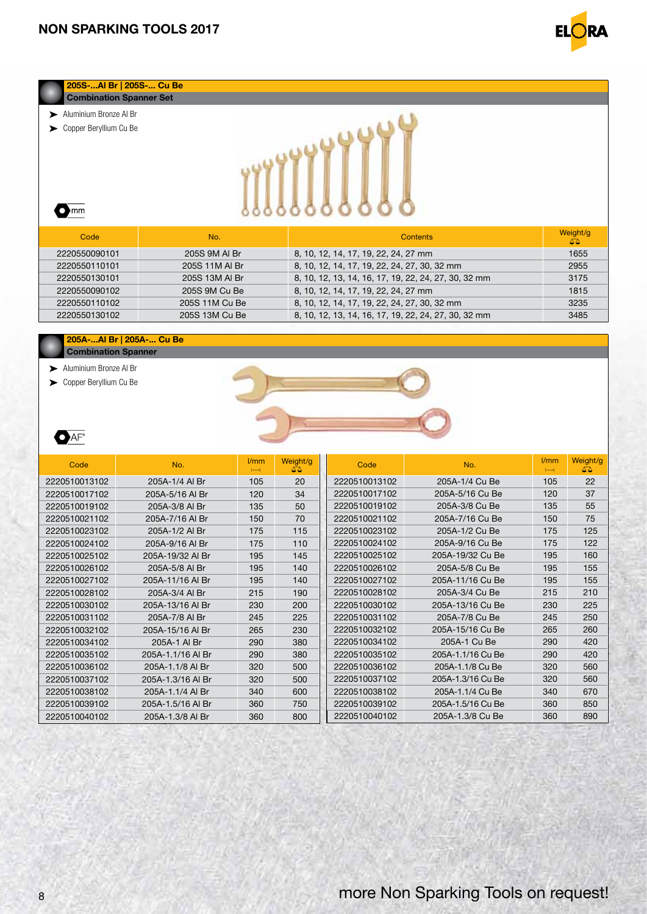## 205S-...Al Br | 205S-... Cu Be
### Combination Spanner Set

- Aluminium Bronze Al Br
- Copper Beryllium Cu Be

mm

| Code | No. | Contents | Weight/g |
|---|---|---|---|
| 2220550090101 | 205S 9M Al Br | 8, 10, 12, 14, 17, 19, 22, 24, 27 mm | 1655 |
| 2220550110101 | 205S 11M Al Br | 8, 10, 12, 14, 17, 19, 22, 24, 27, 30, 32 mm | 2955 |
| 2220550130101 | 205S 13M Al Br | 8, 10, 12, 13, 14, 16, 17, 19, 22, 24, 27, 30, 32 mm | 3175 |
| 2220550090102 | 205S 9M Cu Be | 8, 10, 12, 14, 17, 19, 22, 24, 27 mm | 1815 |
| 2220550110102 | 205S 11M Cu Be | 8, 10, 12, 14, 17, 19, 22, 24, 27, 30, 32 mm | 3235 |
| 2220550130102 | 205S 13M Cu Be | 8, 10, 12, 13, 14, 16, 17, 19, 22, 24, 27, 30, 32 mm | 3485 |

## 205A-...Al Br | 205A-... Cu Be
### Combination Spanner

- Aluminium Bronze Al Br
- Copper Beryllium Cu Be

AF"

| Code | No. | l/mm | Weight/g |
|---|---|---|---|
| 2220510013102 | 205A-1/4 Al Br | 105 | 20 |
| 2220510017102 | 205A-5/16 Al Br | 120 | 34 |
| 2220510019102 | 205A-3/8 Al Br | 135 | 50 |
| 2220510021102 | 205A-7/16 Al Br | 150 | 70 |
| 2220510023102 | 205A-1/2 Al Br | 175 | 115 |
| 2220510024102 | 205A-9/16 Al Br | 175 | 110 |
| 2220510025102 | 205A-19/32 Al Br | 195 | 145 |
| 2220510026102 | 205A-5/8 Al Br | 195 | 140 |
| 2220510027102 | 205A-11/16 Al Br | 195 | 140 |
| 2220510028102 | 205A-3/4 Al Br | 215 | 190 |
| 2220510030102 | 205A-13/16 Al Br | 230 | 200 |
| 2220510031102 | 205A-7/8 Al Br | 245 | 225 |
| 2220510032102 | 205A-15/16 Al Br | 265 | 230 |
| 2220510034102 | 205A-1 Al Br | 290 | 380 |
| 2220510035102 | 205A-1.1/16 Al Br | 290 | 380 |
| 2220510036102 | 205A-1.1/8 Al Br | 320 | 500 |
| 2220510037102 | 205A-1.3/16 Al Br | 320 | 500 |
| 2220510038102 | 205A-1.1/4 Al Br | 340 | 600 |
| 2220510039102 | 205A-1.5/16 Al Br | 360 | 750 |
| 2220510040102 | 205A-1.3/8 Al Br | 360 | 800 |

| Code | No. | l/mm | Weight/g |
|---|---|---|---|
| 2220510013102 | 205A-1/4 Cu Be | 105 | 22 |
| 2220510017102 | 205A-5/16 Cu Be | 120 | 37 |
| 2220510019102 | 205A-3/8 Cu Be | 135 | 55 |
| 2220510021102 | 205A-7/16 Cu Be | 150 | 75 |
| 2220510023102 | 205A-1/2 Cu Be | 175 | 125 |
| 2220510024102 | 205A-9/16 Cu Be | 175 | 122 |
| 2220510025102 | 205A-19/32 Cu Be | 195 | 160 |
| 2220510026102 | 205A-5/8 Cu Be | 195 | 155 |
| 2220510027102 | 205A-11/16 Cu Be | 195 | 155 |
| 2220510028102 | 205A-3/4 Cu Be | 215 | 210 |
| 2220510030102 | 205A-13/16 Cu Be | 230 | 225 |
| 2220510031102 | 205A-7/8 Cu Be | 245 | 250 |
| 2220510032102 | 205A-15/16 Cu Be | 265 | 260 |
| 2220510034102 | 205A-1 Cu Be | 290 | 420 |
| 2220510035102 | 205A-1.1/16 Cu Be | 290 | 420 |
| 2220510036102 | 205A-1.1/8 Cu Be | 320 | 560 |
| 2220510037102 | 205A-1.3/16 Cu Be | 320 | 560 |
| 2220510038102 | 205A-1.1/4 Cu Be | 340 | 670 |
| 2220510039102 | 205A-1.5/16 Cu Be | 360 | 850 |
| 2220510040102 | 205A-1.3/8 Cu Be | 360 | 890 |

more Non Sparking Tools on request!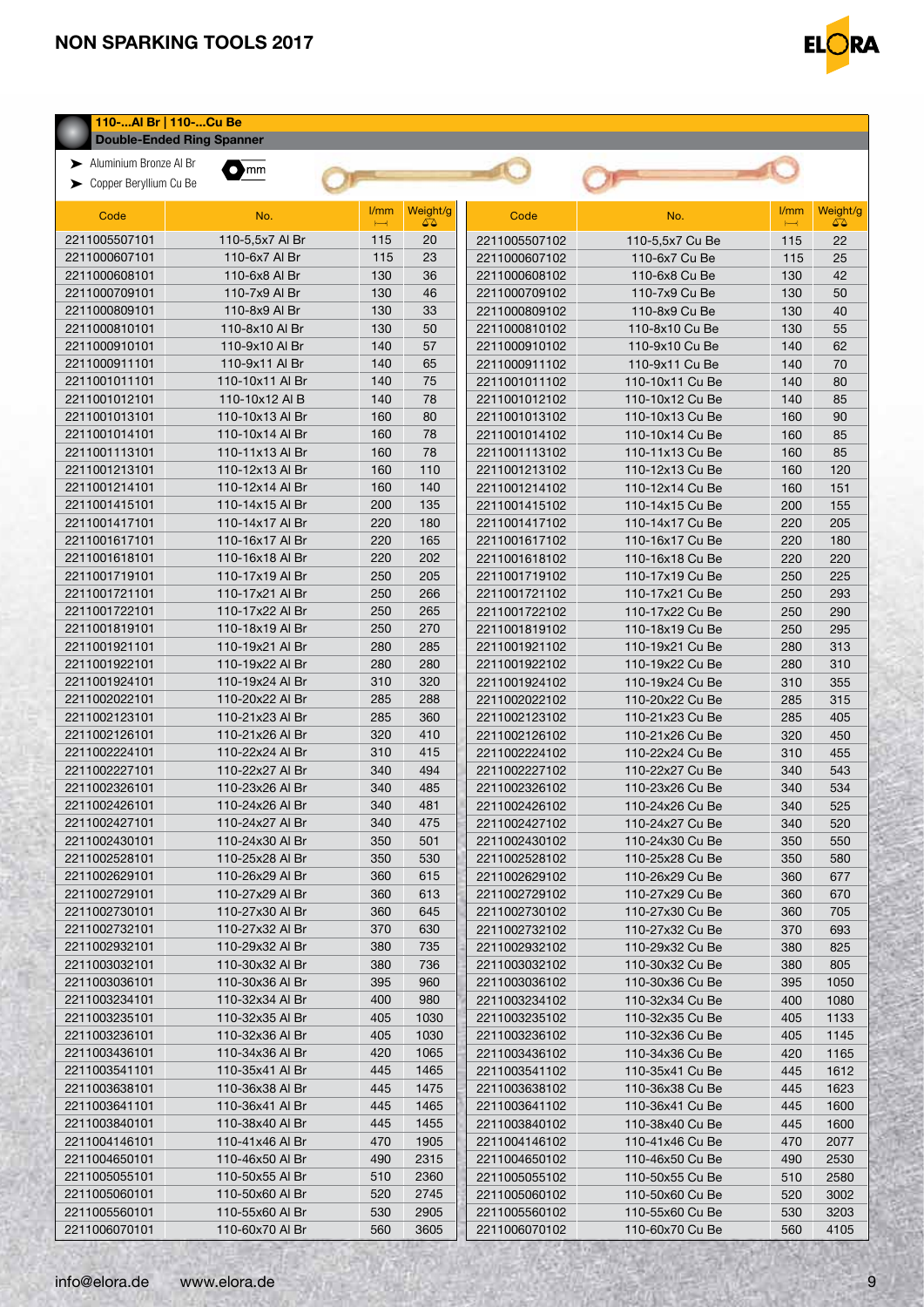## 110-...Al Br | 110-...Cu Be

### Double-Ended Ring Spanner

- Aluminium Bronze Al Br
- Copper Beryllium Cu Be

mm

| Code | No. | l/mm | Weight/g | Code | No. | l/mm | Weight/g |
|---|---|---|---|---|---|---|---|
| 2211005507101 | 110-5,5x7 Al Br | 115 | 20 | 2211005507102 | 110-5,5x7 Cu Be | 115 | 22 |
| 2211000607101 | 110-6x7 Al Br | 115 | 23 | 2211000607102 | 110-6x7 Cu Be | 115 | 25 |
| 2211000608101 | 110-6x8 Al Br | 130 | 36 | 2211000608102 | 110-6x8 Cu Be | 130 | 42 |
| 2211000709101 | 110-7x9 Al Br | 130 | 46 | 2211000709102 | 110-7x9 Cu Be | 130 | 50 |
| 2211000809101 | 110-8x9 Al Br | 130 | 33 | 2211000809102 | 110-8x9 Cu Be | 130 | 40 |
| 2211000810101 | 110-8x10 Al Br | 130 | 50 | 2211000810102 | 110-8x10 Cu Be | 130 | 55 |
| 2211000910101 | 110-9x10 Al Br | 140 | 57 | 2211000910102 | 110-9x10 Cu Be | 140 | 62 |
| 2211000911101 | 110-9x11 Al Br | 140 | 65 | 2211000911102 | 110-9x11 Cu Be | 140 | 70 |
| 2211001011101 | 110-10x11 Al Br | 140 | 75 | 2211001011102 | 110-10x11 Cu Be | 140 | 80 |
| 2211001012101 | 110-10x12 Al B | 140 | 78 | 2211001012102 | 110-10x12 Cu Be | 140 | 85 |
| 2211001013101 | 110-10x13 Al Br | 160 | 80 | 2211001013102 | 110-10x13 Cu Be | 160 | 90 |
| 2211001014101 | 110-10x14 Al Br | 160 | 78 | 2211001014102 | 110-10x14 Cu Be | 160 | 85 |
| 2211001113101 | 110-11x13 Al Br | 160 | 78 | 2211001113102 | 110-11x13 Cu Be | 160 | 85 |
| 2211001213101 | 110-12x13 Al Br | 160 | 110 | 2211001213102 | 110-12x13 Cu Be | 160 | 120 |
| 2211001214101 | 110-12x14 Al Br | 160 | 140 | 2211001214102 | 110-12x14 Cu Be | 160 | 151 |
| 2211001415101 | 110-14x15 Al Br | 200 | 135 | 2211001415102 | 110-14x15 Cu Be | 200 | 155 |
| 2211001417101 | 110-14x17 Al Br | 220 | 180 | 2211001417102 | 110-14x17 Cu Be | 220 | 205 |
| 2211001617101 | 110-16x17 Al Br | 220 | 165 | 2211001617102 | 110-16x17 Cu Be | 220 | 180 |
| 2211001618101 | 110-16x18 Al Br | 220 | 202 | 2211001618102 | 110-16x18 Cu Be | 220 | 220 |
| 2211001719101 | 110-17x19 Al Br | 250 | 205 | 2211001719102 | 110-17x19 Cu Be | 250 | 225 |
| 2211001721101 | 110-17x21 Al Br | 250 | 266 | 2211001721102 | 110-17x21 Cu Be | 250 | 293 |
| 2211001722101 | 110-17x22 Al Br | 250 | 265 | 2211001722102 | 110-17x22 Cu Be | 250 | 290 |
| 2211001819101 | 110-18x19 Al Br | 250 | 270 | 2211001819102 | 110-18x19 Cu Be | 250 | 295 |
| 2211001921101 | 110-19x21 Al Br | 280 | 285 | 2211001921102 | 110-19x21 Cu Be | 280 | 313 |
| 2211001922101 | 110-19x22 Al Br | 280 | 280 | 2211001922102 | 110-19x22 Cu Be | 280 | 310 |
| 2211001924101 | 110-19x24 Al Br | 310 | 320 | 2211001924102 | 110-19x24 Cu Be | 310 | 355 |
| 2211002022101 | 110-20x22 Al Br | 285 | 288 | 2211002022102 | 110-20x22 Cu Be | 285 | 315 |
| 2211002123101 | 110-21x23 Al Br | 285 | 360 | 2211002123102 | 110-21x23 Cu Be | 285 | 405 |
| 2211002126101 | 110-21x26 Al Br | 320 | 410 | 2211002126102 | 110-21x26 Cu Be | 320 | 450 |
| 2211002224101 | 110-22x24 Al Br | 310 | 415 | 2211002224102 | 110-22x24 Cu Be | 310 | 455 |
| 2211002227101 | 110-22x27 Al Br | 340 | 494 | 2211002227102 | 110-22x27 Cu Be | 340 | 543 |
| 2211002326101 | 110-23x26 Al Br | 340 | 485 | 2211002326102 | 110-23x26 Cu Be | 340 | 534 |
| 2211002426101 | 110-24x26 Al Br | 340 | 481 | 2211002426102 | 110-24x26 Cu Be | 340 | 525 |
| 2211002427101 | 110-24x27 Al Br | 340 | 475 | 2211002427102 | 110-24x27 Cu Be | 340 | 520 |
| 2211002430101 | 110-24x30 Al Br | 350 | 501 | 2211002430102 | 110-24x30 Cu Be | 350 | 550 |
| 2211002528101 | 110-25x28 Al Br | 350 | 530 | 2211002528102 | 110-25x28 Cu Be | 350 | 580 |
| 2211002629101 | 110-26x29 Al Br | 360 | 615 | 2211002629102 | 110-26x29 Cu Be | 360 | 677 |
| 2211002729101 | 110-27x29 Al Br | 360 | 613 | 2211002729102 | 110-27x29 Cu Be | 360 | 670 |
| 2211002730101 | 110-27x30 Al Br | 360 | 645 | 2211002730102 | 110-27x30 Cu Be | 360 | 705 |
| 2211002732101 | 110-27x32 Al Br | 370 | 630 | 2211002732102 | 110-27x32 Cu Be | 370 | 693 |
| 2211002932101 | 110-29x32 Al Br | 380 | 735 | 2211002932102 | 110-29x32 Cu Be | 380 | 825 |
| 2211003032101 | 110-30x32 Al Br | 380 | 736 | 2211003032102 | 110-30x32 Cu Be | 380 | 805 |
| 2211003036101 | 110-30x36 Al Br | 395 | 960 | 2211003036102 | 110-30x36 Cu Be | 395 | 1050 |
| 2211003234101 | 110-32x34 Al Br | 400 | 980 | 2211003234102 | 110-32x34 Cu Be | 400 | 1080 |
| 2211003235101 | 110-32x35 Al Br | 405 | 1030 | 2211003235102 | 110-32x35 Cu Be | 405 | 1133 |
| 2211003236101 | 110-32x36 Al Br | 405 | 1030 | 2211003236102 | 110-32x36 Cu Be | 405 | 1145 |
| 2211003436101 | 110-34x36 Al Br | 420 | 1065 | 2211003436102 | 110-34x36 Cu Be | 420 | 1165 |
| 2211003541101 | 110-35x41 Al Br | 445 | 1465 | 2211003541102 | 110-35x41 Cu Be | 445 | 1612 |
| 2211003638101 | 110-36x38 Al Br | 445 | 1475 | 2211003638102 | 110-36x38 Cu Be | 445 | 1623 |
| 2211003641101 | 110-36x41 Al Br | 445 | 1465 | 2211003641102 | 110-36x41 Cu Be | 445 | 1600 |
| 2211003840101 | 110-38x40 Al Br | 445 | 1455 | 2211003840102 | 110-38x40 Cu Be | 445 | 1600 |
| 2211004146101 | 110-41x46 Al Br | 470 | 1905 | 2211004146102 | 110-41x46 Cu Be | 470 | 2077 |
| 2211004650101 | 110-46x50 Al Br | 490 | 2315 | 2211004650102 | 110-46x50 Cu Be | 490 | 2530 |
| 2211005055101 | 110-50x55 Al Br | 510 | 2360 | 2211005055102 | 110-50x55 Cu Be | 510 | 2580 |
| 2211005060101 | 110-50x60 Al Br | 520 | 2745 | 2211005060102 | 110-50x60 Cu Be | 520 | 3002 |
| 2211005560101 | 110-55x60 Al Br | 530 | 2905 | 2211005560102 | 110-55x60 Cu Be | 530 | 3203 |
| 2211006070101 | 110-60x70 Al Br | 560 | 3605 | 2211006070102 | 110-60x70 Cu Be | 560 | 4105 |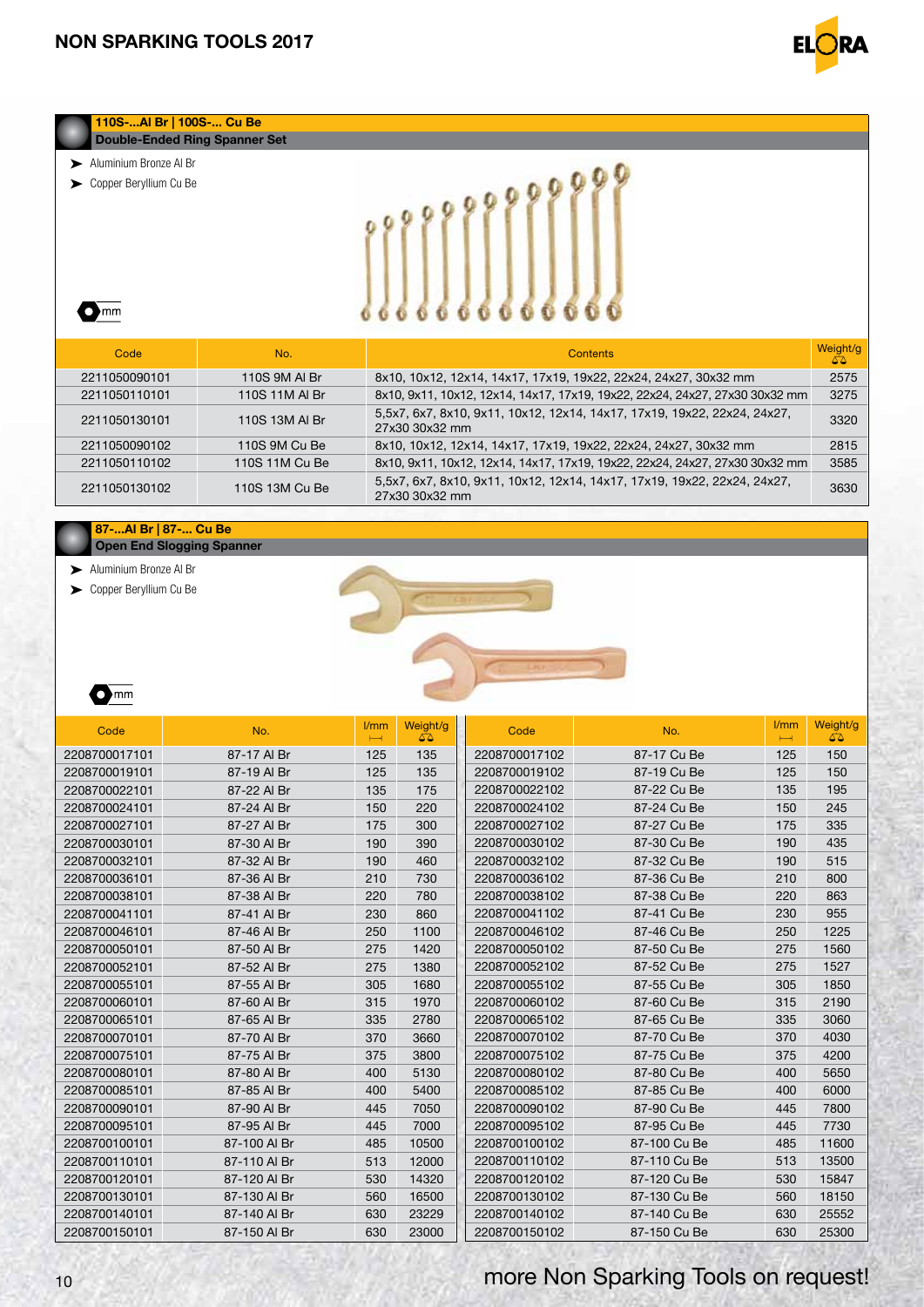## 110S-...Al Br | 100S-... Cu Be
### Double-Ended Ring Spanner Set

- Aluminium Bronze Al Br
- Copper Beryllium Cu Be

mm

| Code | No. | Contents | Weight/g |
|---|---|---|---|
| 2211050090101 | 110S 9M Al Br | 8x10, 10x12, 12x14, 14x17, 17x19, 19x22, 22x24, 24x27, 30x32 mm | 2575 |
| 2211050110101 | 110S 11M Al Br | 8x10, 9x11, 10x12, 12x14, 14x17, 17x19, 19x22, 22x24, 24x27, 27x30 30x32 mm | 3275 |
| 2211050130101 | 110S 13M Al Br | 5,5x7, 6x7, 8x10, 9x11, 10x12, 12x14, 14x17, 17x19, 19x22, 22x24, 24x27, 27x30 30x32 mm | 3320 |
| 2211050090102 | 110S 9M Cu Be | 8x10, 10x12, 12x14, 14x17, 17x19, 19x22, 22x24, 24x27, 30x32 mm | 2815 |
| 2211050110102 | 110S 11M Cu Be | 8x10, 9x11, 10x12, 12x14, 14x17, 17x19, 19x22, 22x24, 24x27, 27x30 30x32 mm | 3585 |
| 2211050130102 | 110S 13M Cu Be | 5,5x7, 6x7, 8x10, 9x11, 10x12, 12x14, 14x17, 17x19, 19x22, 22x24, 24x27, 27x30 30x32 mm | 3630 |

## 87-...Al Br | 87-... Cu Be
### Open End Slogging Spanner

- Aluminium Bronze Al Br
- Copper Beryllium Cu Be

mm

| Code | No. | l/mm | Weight/g | Code | No. | l/mm | Weight/g |
|---|---|---|---|---|---|---|---|
| 2208700017101 | 87-17 Al Br | 125 | 135 | 2208700017102 | 87-17 Cu Be | 125 | 150 |
| 2208700019101 | 87-19 Al Br | 125 | 135 | 2208700019102 | 87-19 Cu Be | 125 | 150 |
| 2208700022101 | 87-22 Al Br | 135 | 175 | 2208700022102 | 87-22 Cu Be | 135 | 195 |
| 2208700024101 | 87-24 Al Br | 150 | 220 | 2208700024102 | 87-24 Cu Be | 150 | 245 |
| 2208700027101 | 87-27 Al Br | 175 | 300 | 2208700027102 | 87-27 Cu Be | 175 | 335 |
| 2208700030101 | 87-30 Al Br | 190 | 390 | 2208700030102 | 87-30 Cu Be | 190 | 435 |
| 2208700032101 | 87-32 Al Br | 190 | 460 | 2208700032102 | 87-32 Cu Be | 190 | 515 |
| 2208700036101 | 87-36 Al Br | 210 | 730 | 2208700036102 | 87-36 Cu Be | 210 | 800 |
| 2208700038101 | 87-38 Al Br | 220 | 780 | 2208700038102 | 87-38 Cu Be | 220 | 863 |
| 2208700041101 | 87-41 Al Br | 230 | 860 | 2208700041102 | 87-41 Cu Be | 230 | 955 |
| 2208700046101 | 87-46 Al Br | 250 | 1100 | 2208700046102 | 87-46 Cu Be | 250 | 1225 |
| 2208700050101 | 87-50 Al Br | 275 | 1420 | 2208700050102 | 87-50 Cu Be | 275 | 1560 |
| 2208700052101 | 87-52 Al Br | 275 | 1380 | 2208700052102 | 87-52 Cu Be | 275 | 1527 |
| 2208700055101 | 87-55 Al Br | 305 | 1680 | 2208700055102 | 87-55 Cu Be | 305 | 1850 |
| 2208700060101 | 87-60 Al Br | 315 | 1970 | 2208700060102 | 87-60 Cu Be | 315 | 2190 |
| 2208700065101 | 87-65 Al Br | 335 | 2780 | 2208700065102 | 87-65 Cu Be | 335 | 3060 |
| 2208700070101 | 87-70 Al Br | 370 | 3660 | 2208700070102 | 87-70 Cu Be | 370 | 4030 |
| 2208700075101 | 87-75 Al Br | 375 | 3800 | 2208700075102 | 87-75 Cu Be | 375 | 4200 |
| 2208700080101 | 87-80 Al Br | 400 | 5130 | 2208700080102 | 87-80 Cu Be | 400 | 5650 |
| 2208700085101 | 87-85 Al Br | 400 | 5400 | 2208700085102 | 87-85 Cu Be | 400 | 6000 |
| 2208700090101 | 87-90 Al Br | 445 | 7050 | 2208700090102 | 87-90 Cu Be | 445 | 7800 |
| 2208700095101 | 87-95 Al Br | 445 | 7000 | 2208700095102 | 87-95 Cu Be | 445 | 7730 |
| 2208700100101 | 87-100 Al Br | 485 | 10500 | 2208700100102 | 87-100 Cu Be | 485 | 11600 |
| 2208700110101 | 87-110 Al Br | 513 | 12000 | 2208700110102 | 87-110 Cu Be | 513 | 13500 |
| 2208700120101 | 87-120 Al Br | 530 | 14320 | 2208700120102 | 87-120 Cu Be | 530 | 15847 |
| 2208700130101 | 87-130 Al Br | 560 | 16500 | 2208700130102 | 87-130 Cu Be | 560 | 18150 |
| 2208700140101 | 87-140 Al Br | 630 | 23229 | 2208700140102 | 87-140 Cu Be | 630 | 25552 |
| 2208700150101 | 87-150 Al Br | 630 | 23000 | 2208700150102 | 87-150 Cu Be | 630 | 25300 |

more Non Sparking Tools on request!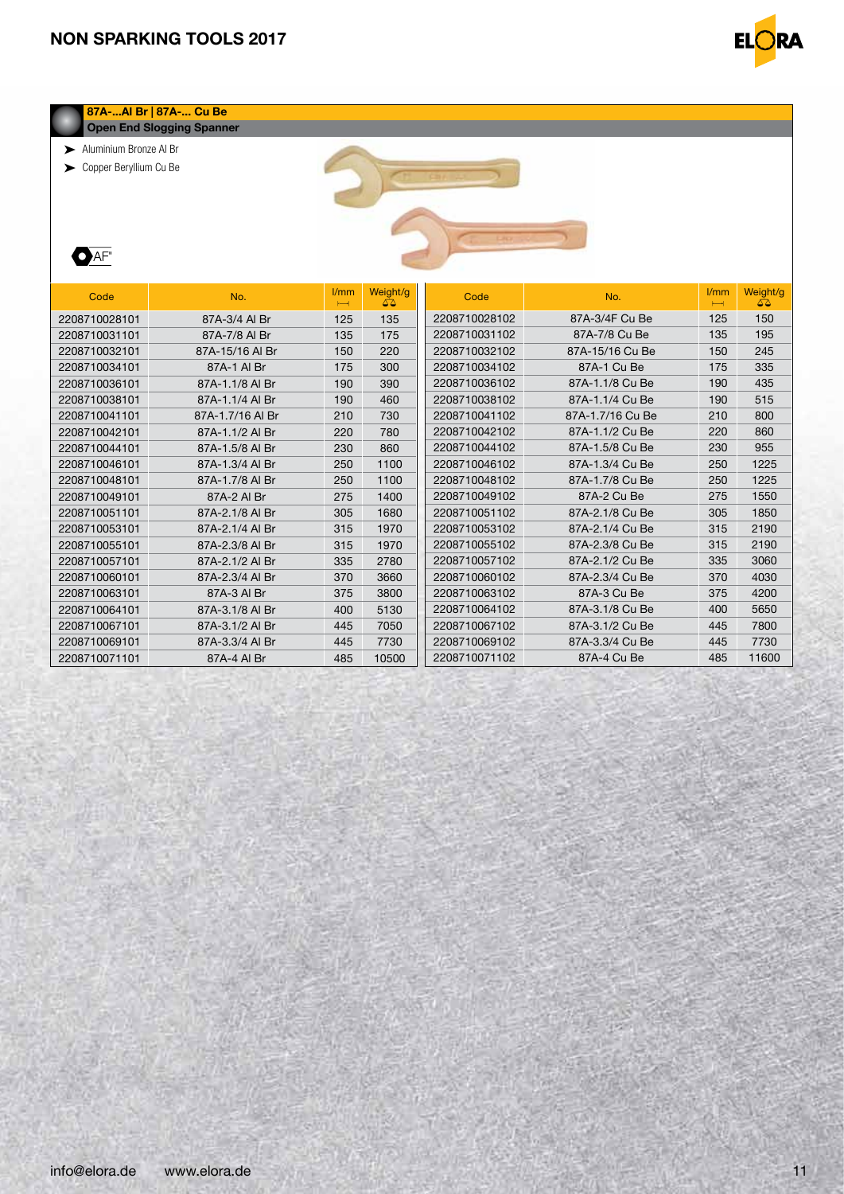## 87A-...Al Br | 87A-... Cu Be

### Open End Slogging Spanner

- Aluminium Bronze Al Br
- Copper Beryllium Cu Be

AF"

| Code | No. | l/mm | Weight/g | Code | No. | l/mm | Weight/g |
|---|---|---|---|---|---|---|---|
| 2208710028101 | 87A-3/4 Al Br | 125 | 135 | 2208710028102 | 87A-3/4F Cu Be | 125 | 150 |
| 2208710031101 | 87A-7/8 Al Br | 135 | 175 | 2208710031102 | 87A-7/8 Cu Be | 135 | 195 |
| 2208710032101 | 87A-15/16 Al Br | 150 | 220 | 2208710032102 | 87A-15/16 Cu Be | 150 | 245 |
| 2208710034101 | 87A-1 Al Br | 175 | 300 | 2208710034102 | 87A-1 Cu Be | 175 | 335 |
| 2208710036101 | 87A-1.1/8 Al Br | 190 | 390 | 2208710036102 | 87A-1.1/8 Cu Be | 190 | 435 |
| 2208710038101 | 87A-1.1/4 Al Br | 190 | 460 | 2208710038102 | 87A-1.1/4 Cu Be | 190 | 515 |
| 2208710041101 | 87A-1.7/16 Al Br | 210 | 730 | 2208710041102 | 87A-1.7/16 Cu Be | 210 | 800 |
| 2208710042101 | 87A-1.1/2 Al Br | 220 | 780 | 2208710042102 | 87A-1.1/2 Cu Be | 220 | 860 |
| 2208710044101 | 87A-1.5/8 Al Br | 230 | 860 | 2208710044102 | 87A-1.5/8 Cu Be | 230 | 955 |
| 2208710046101 | 87A-1.3/4 Al Br | 250 | 1100 | 2208710046102 | 87A-1.3/4 Cu Be | 250 | 1225 |
| 2208710048101 | 87A-1.7/8 Al Br | 250 | 1100 | 2208710048102 | 87A-1.7/8 Cu Be | 250 | 1225 |
| 2208710049101 | 87A-2 Al Br | 275 | 1400 | 2208710049102 | 87A-2 Cu Be | 275 | 1550 |
| 2208710051101 | 87A-2.1/8 Al Br | 305 | 1680 | 2208710051102 | 87A-2.1/8 Cu Be | 305 | 1850 |
| 2208710053101 | 87A-2.1/4 Al Br | 315 | 1970 | 2208710053102 | 87A-2.1/4 Cu Be | 315 | 2190 |
| 2208710055101 | 87A-2.3/8 Al Br | 315 | 1970 | 2208710055102 | 87A-2.3/8 Cu Be | 315 | 2190 |
| 2208710057101 | 87A-2.1/2 Al Br | 335 | 2780 | 2208710057102 | 87A-2.1/2 Cu Be | 335 | 3060 |
| 2208710060101 | 87A-2.3/4 Al Br | 370 | 3660 | 2208710060102 | 87A-2.3/4 Cu Be | 370 | 4030 |
| 2208710063101 | 87A-3 Al Br | 375 | 3800 | 2208710063102 | 87A-3 Cu Be | 375 | 4200 |
| 2208710064101 | 87A-3.1/8 Al Br | 400 | 5130 | 2208710064102 | 87A-3.1/8 Cu Be | 400 | 5650 |
| 2208710067101 | 87A-3.1/2 Al Br | 445 | 7050 | 2208710067102 | 87A-3.1/2 Cu Be | 445 | 7800 |
| 2208710069101 | 87A-3.3/4 Al Br | 445 | 7730 | 2208710069102 | 87A-3.3/4 Cu Be | 445 | 7730 |
| 2208710071101 | 87A-4 Al Br | 485 | 10500 | 2208710071102 | 87A-4 Cu Be | 485 | 11600 |

info@elora.de www.elora.de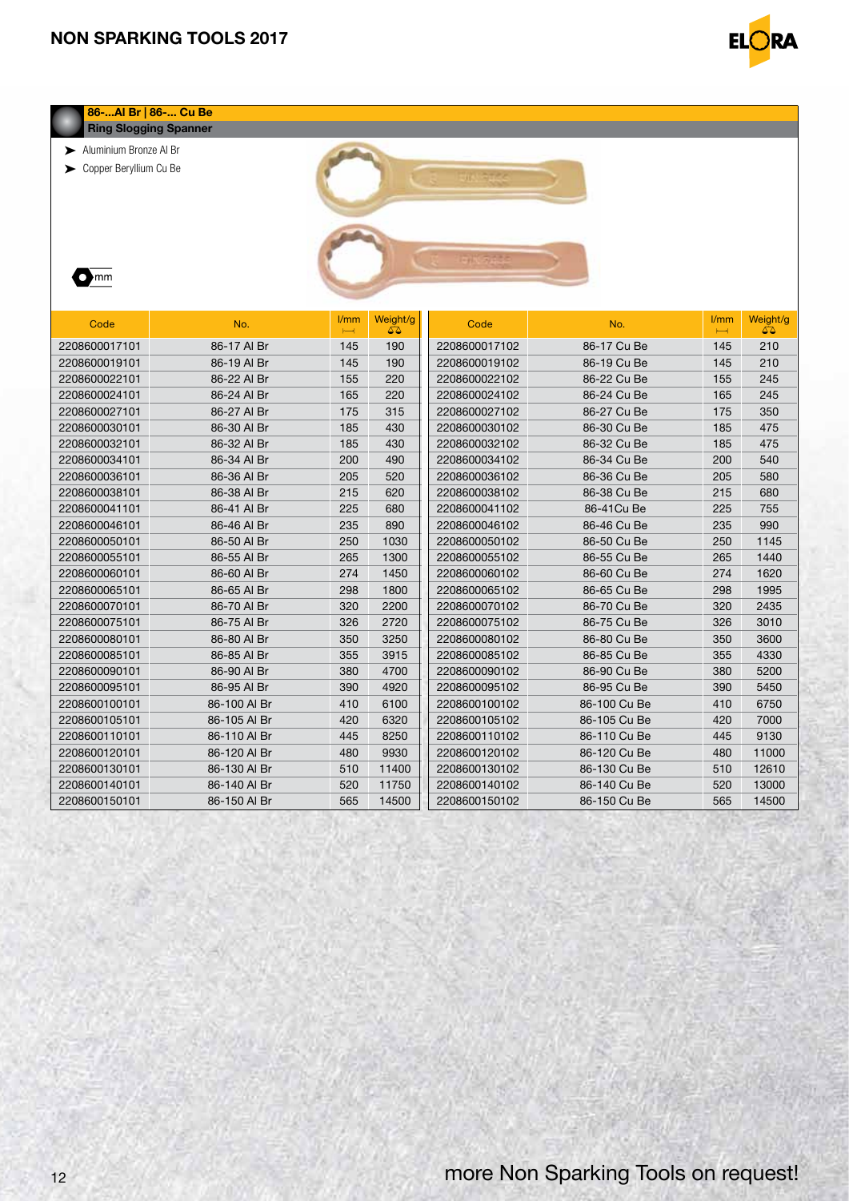## 86-...Al Br | 86-... Cu Be

### Ring Slogging Spanner

- Aluminium Bronze Al Br
- Copper Beryllium Cu Be

mm

| Code | No. | l/mm | Weight/g | Code | No. | l/mm | Weight/g |
|---|---|---|---|---|---|---|---|
| 2208600017101 | 86-17 Al Br | 145 | 190 | 2208600017102 | 86-17 Cu Be | 145 | 210 |
| 2208600019101 | 86-19 Al Br | 145 | 190 | 2208600019102 | 86-19 Cu Be | 145 | 210 |
| 2208600022101 | 86-22 Al Br | 155 | 220 | 2208600022102 | 86-22 Cu Be | 155 | 245 |
| 2208600024101 | 86-24 Al Br | 165 | 220 | 2208600024102 | 86-24 Cu Be | 165 | 245 |
| 2208600027101 | 86-27 Al Br | 175 | 315 | 2208600027102 | 86-27 Cu Be | 175 | 350 |
| 2208600030101 | 86-30 Al Br | 185 | 430 | 2208600030102 | 86-30 Cu Be | 185 | 475 |
| 2208600032101 | 86-32 Al Br | 185 | 430 | 2208600032102 | 86-32 Cu Be | 185 | 475 |
| 2208600034101 | 86-34 Al Br | 200 | 490 | 2208600034102 | 86-34 Cu Be | 200 | 540 |
| 2208600036101 | 86-36 Al Br | 205 | 520 | 2208600036102 | 86-36 Cu Be | 205 | 580 |
| 2208600038101 | 86-38 Al Br | 215 | 620 | 2208600038102 | 86-38 Cu Be | 215 | 680 |
| 2208600041101 | 86-41 Al Br | 225 | 680 | 2208600041102 | 86-41Cu Be | 225 | 755 |
| 2208600046101 | 86-46 Al Br | 235 | 890 | 2208600046102 | 86-46 Cu Be | 235 | 990 |
| 2208600050101 | 86-50 Al Br | 250 | 1030 | 2208600050102 | 86-50 Cu Be | 250 | 1145 |
| 2208600055101 | 86-55 Al Br | 265 | 1300 | 2208600055102 | 86-55 Cu Be | 265 | 1440 |
| 2208600060101 | 86-60 Al Br | 274 | 1450 | 2208600060102 | 86-60 Cu Be | 274 | 1620 |
| 2208600065101 | 86-65 Al Br | 298 | 1800 | 2208600065102 | 86-65 Cu Be | 298 | 1995 |
| 2208600070101 | 86-70 Al Br | 320 | 2200 | 2208600070102 | 86-70 Cu Be | 320 | 2435 |
| 2208600075101 | 86-75 Al Br | 326 | 2720 | 2208600075102 | 86-75 Cu Be | 326 | 3010 |
| 2208600080101 | 86-80 Al Br | 350 | 3250 | 2208600080102 | 86-80 Cu Be | 350 | 3600 |
| 2208600085101 | 86-85 Al Br | 355 | 3915 | 2208600085102 | 86-85 Cu Be | 355 | 4330 |
| 2208600090101 | 86-90 Al Br | 380 | 4700 | 2208600090102 | 86-90 Cu Be | 380 | 5200 |
| 2208600095101 | 86-95 Al Br | 390 | 4920 | 2208600095102 | 86-95 Cu Be | 390 | 5450 |
| 2208600100101 | 86-100 Al Br | 410 | 6100 | 2208600100102 | 86-100 Cu Be | 410 | 6750 |
| 2208600105101 | 86-105 Al Br | 420 | 6320 | 2208600105102 | 86-105 Cu Be | 420 | 7000 |
| 2208600110101 | 86-110 Al Br | 445 | 8250 | 2208600110102 | 86-110 Cu Be | 445 | 9130 |
| 2208600120101 | 86-120 Al Br | 480 | 9930 | 2208600120102 | 86-120 Cu Be | 480 | 11000 |
| 2208600130101 | 86-130 Al Br | 510 | 11400 | 2208600130102 | 86-130 Cu Be | 510 | 12610 |
| 2208600140101 | 86-140 Al Br | 520 | 11750 | 2208600140102 | 86-140 Cu Be | 520 | 13000 |
| 2208600150101 | 86-150 Al Br | 565 | 14500 | 2208600150102 | 86-150 Cu Be | 565 | 14500 |

more Non Sparking Tools on request!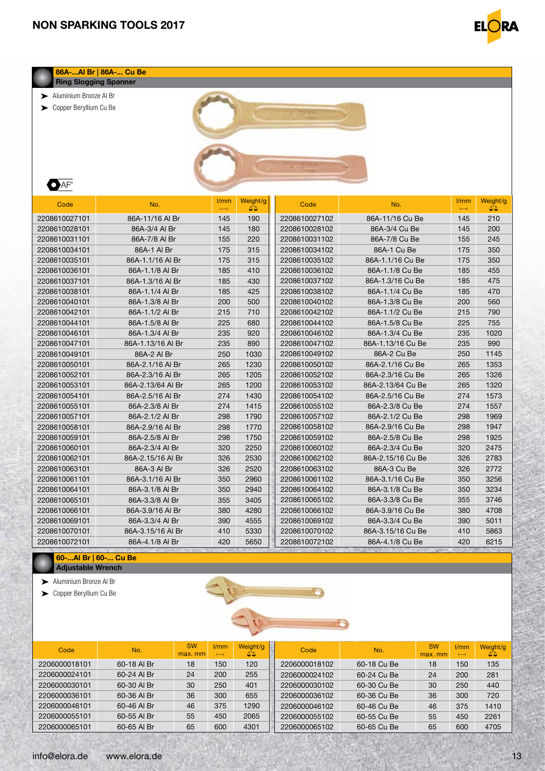## 86A-...Al Br | 86A-... Cu Be
### Ring Slogging Spanner

- Aluminium Bronze Al Br
- Copper Beryllium Cu Be

AF"

| Code | No. | l/mm | Weight/g | Code | No. | l/mm | Weight/g |
|---|---|---|---|---|---|---|---|
| 2208610027101 | 86A-11/16 Al Br | 145 | 190 | 2208610027102 | 86A-11/16 Cu Be | 145 | 210 |
| 2208610028101 | 86A-3/4 Al Br | 145 | 180 | 2208610028102 | 86A-3/4 Cu Be | 145 | 200 |
| 2208610031101 | 86A-7/8 Al Br | 155 | 220 | 2208610031102 | 86A-7/8 Cu Be | 155 | 245 |
| 2208610034101 | 86A-1 Al Br | 175 | 315 | 2208610034102 | 86A-1 Cu Be | 175 | 350 |
| 2208610035101 | 86A-1.1/16 Al Br | 175 | 315 | 2208610035102 | 86A-1.1/16 Cu Be | 175 | 350 |
| 2208610036101 | 86A-1.1/8 Al Br | 185 | 410 | 2208610036102 | 86A-1.1/8 Cu Be | 185 | 455 |
| 2208610037101 | 86A-1.3/16 Al Br | 185 | 430 | 2208610037102 | 86A-1.3/16 Cu Be | 185 | 475 |
| 2208610038101 | 86A-1.1/4 Al Br | 185 | 425 | 2208610038102 | 86A-1.1/4 Cu Be | 185 | 470 |
| 2208610040101 | 86A-1.3/8 Al Br | 200 | 500 | 2208610040102 | 86A-1.3/8 Cu Be | 200 | 560 |
| 2208610042101 | 86A-1.1/2 Al Br | 215 | 710 | 2208610042102 | 86A-1.1/2 Cu Be | 215 | 790 |
| 2208610044101 | 86A-1.5/8 Al Br | 225 | 680 | 2208610044102 | 86A-1.5/8 Cu Be | 225 | 755 |
| 2208610046101 | 86A-1.3/4 Al Br | 235 | 920 | 2208610046102 | 86A-1.3/4 Cu Be | 235 | 1020 |
| 2208610047101 | 86A-1.13/16 Al Br | 235 | 890 | 2208610047102 | 86A-1.13/16 Cu Be | 235 | 990 |
| 2208610049101 | 86A-2 Al Br | 250 | 1030 | 2208610049102 | 86A-2 Cu Be | 250 | 1145 |
| 2208610050101 | 86A-2.1/16 Al Br | 265 | 1230 | 2208610050102 | 86A-2.1/16 Cu Be | 265 | 1353 |
| 2208610052101 | 86A-2.3/16 Al Br | 265 | 1205 | 2208610052102 | 86A-2.3/16 Cu Be | 265 | 1326 |
| 2208610053101 | 86A-2.13/64 Al Br | 265 | 1200 | 2208610053102 | 86A-2.13/64 Cu Be | 265 | 1320 |
| 2208610054101 | 86A-2.5/16 Al Br | 274 | 1430 | 2208610054102 | 86A-2.5/16 Cu Be | 274 | 1573 |
| 2208610055101 | 86A-2.3/8 Al Br | 274 | 1415 | 2208610055102 | 86A-2.3/8 Cu Be | 274 | 1557 |
| 2208610057101 | 86A-2.1/2 Al Br | 298 | 1790 | 2208610057102 | 86A-2.1/2 Cu Be | 298 | 1969 |
| 2208610058101 | 86A-2.9/16 Al Br | 298 | 1770 | 2208610058102 | 86A-2.9/16 Cu Be | 298 | 1947 |
| 2208610059101 | 86A-2.5/8 Al Br | 298 | 1750 | 2208610059102 | 86A-2.5/8 Cu Be | 298 | 1925 |
| 2208610060101 | 86A-2.3/4 Al Br | 320 | 2250 | 2208610060102 | 86A-2.3/4 Cu Be | 320 | 2475 |
| 2208610062101 | 86A-2.15/16 Al Br | 326 | 2530 | 2208610062102 | 86A-2.15/16 Cu Be | 326 | 2783 |
| 2208610063101 | 86A-3 Al Br | 326 | 2520 | 2208610063102 | 86A-3 Cu Be | 326 | 2772 |
| 2208610061101 | 86A-3.1/16 Al Br | 350 | 2960 | 2208610061102 | 86A-3.1/16 Cu Be | 350 | 3256 |
| 2208610064101 | 86A-3.1/8 Al Br | 350 | 2940 | 2208610064102 | 86A-3.1/8 Cu Be | 350 | 3234 |
| 2208610065101 | 86A-3.3/8 Al Br | 355 | 3405 | 2208610065102 | 86A-3.3/8 Cu Be | 355 | 3746 |
| 2208610066101 | 86A-3.9/16 Al Br | 380 | 4280 | 2208610066102 | 86A-3.9/16 Cu Be | 380 | 4708 |
| 2208610069101 | 86A-3.3/4 Al Br | 390 | 4555 | 2208610069102 | 86A-3.3/4 Cu Be | 390 | 5011 |
| 2208610070101 | 86A-3.15/16 Al Br | 410 | 5330 | 2208610070102 | 86A-3.15/16 Cu Be | 410 | 5863 |
| 2208610072101 | 86A-4.1/8 Al Br | 420 | 5650 | 2208610072102 | 86A-4.1/8 Cu Be | 420 | 6215 |

## 60-...Al Br | 60-... Cu Be
### Adjustable Wrench

- Aluminium Bronze Al Br
- Copper Beryllium Cu Be

| Code | No. | SW max. mm | l/mm | Weight/g | Code | No. | SW max. mm | l/mm | Weight/g |
|---|---|---|---|---|---|---|---|---|---|
| 2206000018101 | 60-18 Al Br | 18 | 150 | 120 | 2206000018102 | 60-18 Cu Be | 18 | 150 | 135 |
| 2206000024101 | 60-24 Al Br | 24 | 200 | 255 | 2206000024102 | 60-24 Cu Be | 24 | 200 | 281 |
| 2206000030101 | 60-30 Al Br | 30 | 250 | 401 | 2206000030102 | 60-30 Cu Be | 30 | 250 | 440 |
| 2206000036101 | 60-36 Al Br | 36 | 300 | 655 | 2206000036102 | 60-36 Cu Be | 36 | 300 | 720 |
| 2206000046101 | 60-46 Al Br | 46 | 375 | 1290 | 2206000046102 | 60-46 Cu Be | 46 | 375 | 1410 |
| 2206000055101 | 60-55 Al Br | 55 | 450 | 2065 | 2206000055102 | 60-55 Cu Be | 55 | 450 | 2261 |
| 2206000065101 | 60-65 Al Br | 65 | 600 | 4301 | 2206000065102 | 60-65 Cu Be | 65 | 600 | 4705 |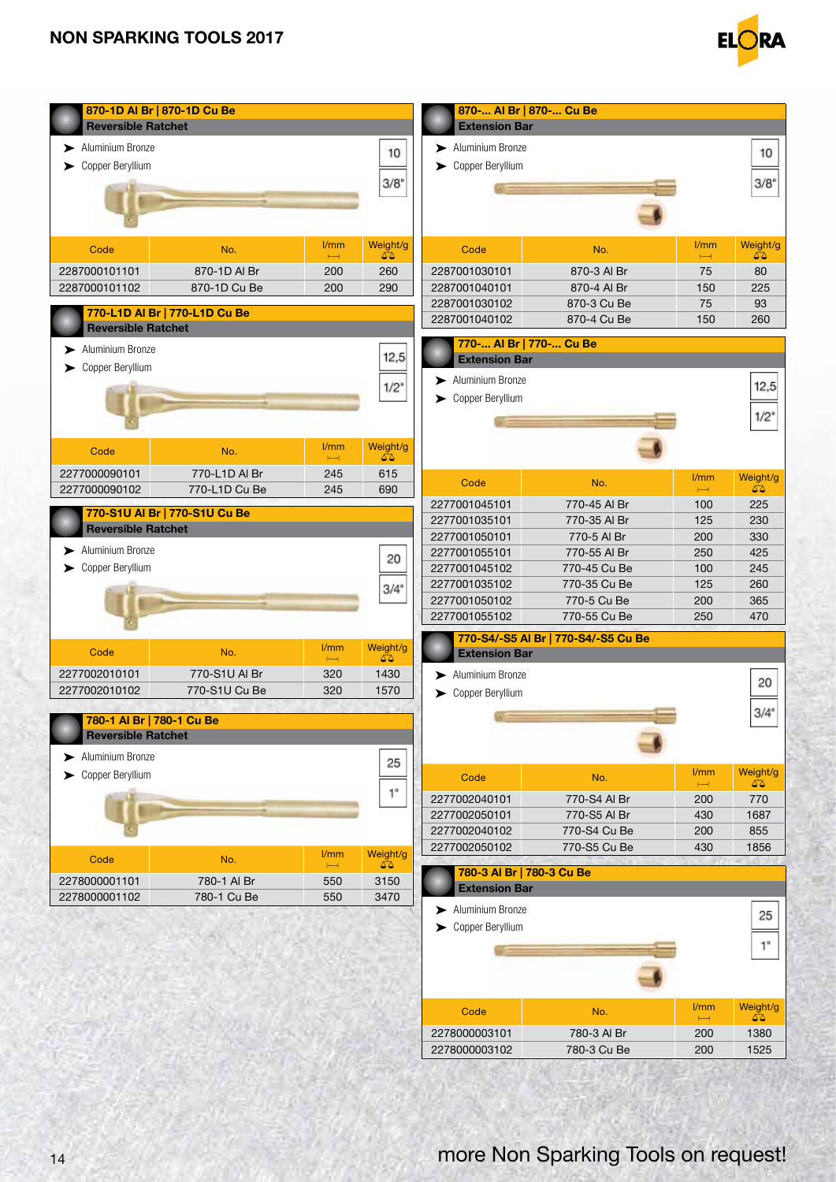## 870-1D Al Br | 870-1D Cu Be
### Reversible Ratchet

- Aluminium Bronze
- Copper Beryllium

10
3/8"

| Code | No. | l/mm | Weight/g |
|---|---|---|---|
| 2287000101101 | 870-1D Al Br | 200 | 260 |
| 2287000101102 | 870-1D Cu Be | 200 | 290 |

## 770-L1D Al Br | 770-L1D Cu Be
### Reversible Ratchet

- Aluminium Bronze
- Copper Beryllium

12,5
1/2"

| Code | No. | l/mm | Weight/g |
|---|---|---|---|
| 2277000090101 | 770-L1D Al Br | 245 | 615 |
| 2277000090102 | 770-L1D Cu Be | 245 | 690 |

## 770-S1U Al Br | 770-S1U Cu Be
### Reversible Ratchet

- Aluminium Bronze
- Copper Beryllium

20
3/4"

| Code | No. | l/mm | Weight/g |
|---|---|---|---|
| 2277002010101 | 770-S1U Al Br | 320 | 1430 |
| 2277002010102 | 770-S1U Cu Be | 320 | 1570 |

## 780-1 Al Br | 780-1 Cu Be
### Reversible Ratchet

- Aluminium Bronze
- Copper Beryllium

25
1"

| Code | No. | l/mm | Weight/g |
|---|---|---|---|
| 2278000001101 | 780-1 Al Br | 550 | 3150 |
| 2278000001102 | 780-1 Cu Be | 550 | 3470 |

## 870-... Al Br | 870-... Cu Be
### Extension Bar

- Aluminium Bronze
- Copper Beryllium

10
3/8"

| Code | No. | l/mm | Weight/g |
|---|---|---|---|
| 2287001030101 | 870-3 Al Br | 75 | 80 |
| 2287001040101 | 870-4 Al Br | 150 | 225 |
| 2287001030102 | 870-3 Cu Be | 75 | 93 |
| 2287001040102 | 870-4 Cu Be | 150 | 260 |

## 770-... Al Br | 770-... Cu Be
### Extension Bar

- Aluminium Bronze
- Copper Beryllium

12,5
1/2"

| Code | No. | l/mm | Weight/g |
|---|---|---|---|
| 2277001045101 | 770-45 Al Br | 100 | 225 |
| 2277001035101 | 770-35 Al Br | 125 | 230 |
| 2277001050101 | 770-5 Al Br | 200 | 330 |
| 2277001055101 | 770-55 Al Br | 250 | 425 |
| 2277001045102 | 770-45 Cu Be | 100 | 245 |
| 2277001035102 | 770-35 Cu Be | 125 | 260 |
| 2277001050102 | 770-5 Cu Be | 200 | 365 |
| 2277001055102 | 770-55 Cu Be | 250 | 470 |

## 770-S4/-S5 Al Br | 770-S4/-S5 Cu Be
### Extension Bar

- Aluminium Bronze
- Copper Beryllium

20
3/4"

| Code | No. | l/mm | Weight/g |
|---|---|---|---|
| 2277002040101 | 770-S4 Al Br | 200 | 770 |
| 2277002050101 | 770-S5 Al Br | 430 | 1687 |
| 2277002040102 | 770-S4 Cu Be | 200 | 855 |
| 2277002050102 | 770-S5 Cu Be | 430 | 1856 |

## 780-3 Al Br | 780-3 Cu Be
### Extension Bar

- Aluminium Bronze
- Copper Beryllium

25
1"

| Code | No. | l/mm | Weight/g |
|---|---|---|---|
| 2278000003101 | 780-3 Al Br | 200 | 1380 |
| 2278000003102 | 780-3 Cu Be | 200 | 1525 |

more Non Sparking Tools on request!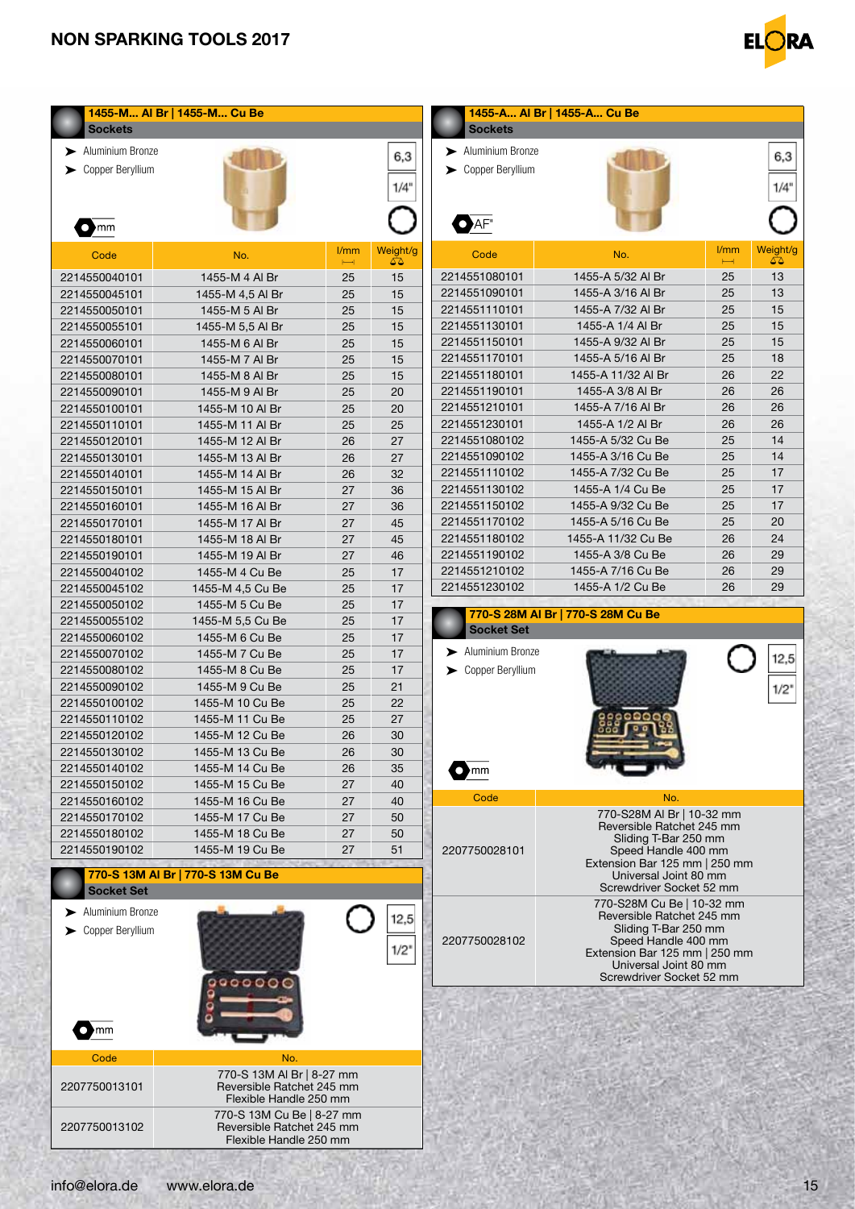## 1455-M... Al Br | 1455-M... Cu Be

### Sockets

- Aluminium Bronze
- Copper Beryllium

mm

6,3

1/4"

| Code | No. | l/mm | Weight/g |
|---|---|---|---|
| 2214550040101 | 1455-M 4 Al Br | 25 | 15 |
| 2214550045101 | 1455-M 4,5 Al Br | 25 | 15 |
| 2214550050101 | 1455-M 5 Al Br | 25 | 15 |
| 2214550055101 | 1455-M 5,5 Al Br | 25 | 15 |
| 2214550060101 | 1455-M 6 Al Br | 25 | 15 |
| 2214550070101 | 1455-M 7 Al Br | 25 | 15 |
| 2214550080101 | 1455-M 8 Al Br | 25 | 15 |
| 2214550090101 | 1455-M 9 Al Br | 25 | 20 |
| 2214550100101 | 1455-M 10 Al Br | 25 | 20 |
| 2214550110101 | 1455-M 11 Al Br | 25 | 25 |
| 2214550120101 | 1455-M 12 Al Br | 26 | 27 |
| 2214550130101 | 1455-M 13 Al Br | 26 | 27 |
| 2214550140101 | 1455-M 14 Al Br | 26 | 32 |
| 2214550150101 | 1455-M 15 Al Br | 27 | 36 |
| 2214550160101 | 1455-M 16 Al Br | 27 | 36 |
| 2214550170101 | 1455-M 17 Al Br | 27 | 45 |
| 2214550180101 | 1455-M 18 Al Br | 27 | 45 |
| 2214550190101 | 1455-M 19 Al Br | 27 | 46 |
| 2214550040102 | 1455-M 4 Cu Be | 25 | 17 |
| 2214550045102 | 1455-M 4,5 Cu Be | 25 | 17 |
| 2214550050102 | 1455-M 5 Cu Be | 25 | 17 |
| 2214550055102 | 1455-M 5,5 Cu Be | 25 | 17 |
| 2214550060102 | 1455-M 6 Cu Be | 25 | 17 |
| 2214550070102 | 1455-M 7 Cu Be | 25 | 17 |
| 2214550080102 | 1455-M 8 Cu Be | 25 | 17 |
| 2214550090102 | 1455-M 9 Cu Be | 25 | 21 |
| 2214550100102 | 1455-M 10 Cu Be | 25 | 22 |
| 2214550110102 | 1455-M 11 Cu Be | 25 | 27 |
| 2214550120102 | 1455-M 12 Cu Be | 26 | 30 |
| 2214550130102 | 1455-M 13 Cu Be | 26 | 30 |
| 2214550140102 | 1455-M 14 Cu Be | 26 | 35 |
| 2214550150102 | 1455-M 15 Cu Be | 27 | 40 |
| 2214550160102 | 1455-M 16 Cu Be | 27 | 40 |
| 2214550170102 | 1455-M 17 Cu Be | 27 | 50 |
| 2214550180102 | 1455-M 18 Cu Be | 27 | 50 |
| 2214550190102 | 1455-M 19 Cu Be | 27 | 51 |

## 770-S 13M Al Br | 770-S 13M Cu Be

### Socket Set

- Aluminium Bronze
- Copper Beryllium

mm

12,5

1/2"

| Code | No. |
|---|---|
| 2207750013101 | 770-S 13M Al Br \| 8-27 mm<br>Reversible Ratchet 245 mm<br>Flexible Handle 250 mm |
| 2207750013102 | 770-S 13M Cu Be \| 8-27 mm<br>Reversible Ratchet 245 mm<br>Flexible Handle 250 mm |

## 1455-A... Al Br | 1455-A... Cu Be

### Sockets

- Aluminium Bronze
- Copper Beryllium

AF"

6,3

1/4"

| Code | No. | l/mm | Weight/g |
|---|---|---|---|
| 2214551080101 | 1455-A 5/32 Al Br | 25 | 13 |
| 2214551090101 | 1455-A 3/16 Al Br | 25 | 13 |
| 2214551110101 | 1455-A 7/32 Al Br | 25 | 15 |
| 2214551130101 | 1455-A 1/4 Al Br | 25 | 15 |
| 2214551150101 | 1455-A 9/32 Al Br | 25 | 15 |
| 2214551170101 | 1455-A 5/16 Al Br | 25 | 18 |
| 2214551180101 | 1455-A 11/32 Al Br | 26 | 22 |
| 2214551190101 | 1455-A 3/8 Al Br | 26 | 26 |
| 2214551210101 | 1455-A 7/16 Al Br | 26 | 26 |
| 2214551230101 | 1455-A 1/2 Al Br | 26 | 26 |
| 2214551080102 | 1455-A 5/32 Cu Be | 25 | 14 |
| 2214551090102 | 1455-A 3/16 Cu Be | 25 | 14 |
| 2214551110102 | 1455-A 7/32 Cu Be | 25 | 17 |
| 2214551130102 | 1455-A 1/4 Cu Be | 25 | 17 |
| 2214551150102 | 1455-A 9/32 Cu Be | 25 | 17 |
| 2214551170102 | 1455-A 5/16 Cu Be | 25 | 20 |
| 2214551180102 | 1455-A 11/32 Cu Be | 26 | 24 |
| 2214551190102 | 1455-A 3/8 Cu Be | 26 | 29 |
| 2214551210102 | 1455-A 7/16 Cu Be | 26 | 29 |
| 2214551230102 | 1455-A 1/2 Cu Be | 26 | 29 |

## 770-S 28M Al Br | 770-S 28M Cu Be

### Socket Set

- Aluminium Bronze
- Copper Beryllium

mm

12,5

1/2"

| Code | No. |
|---|---|
| 2207750028101 | 770-S28M Al Br \| 10-32 mm<br>Reversible Ratchet 245 mm<br>Sliding T-Bar 250 mm<br>Speed Handle 400 mm<br>Extension Bar 125 mm \| 250 mm<br>Universal Joint 80 mm<br>Screwdriver Socket 52 mm |
| 2207750028102 | 770-S28M Cu Be \| 10-32 mm<br>Reversible Ratchet 245 mm<br>Sliding T-Bar 250 mm<br>Speed Handle 400 mm<br>Extension Bar 125 mm \| 250 mm<br>Universal Joint 80 mm<br>Screwdriver Socket 52 mm |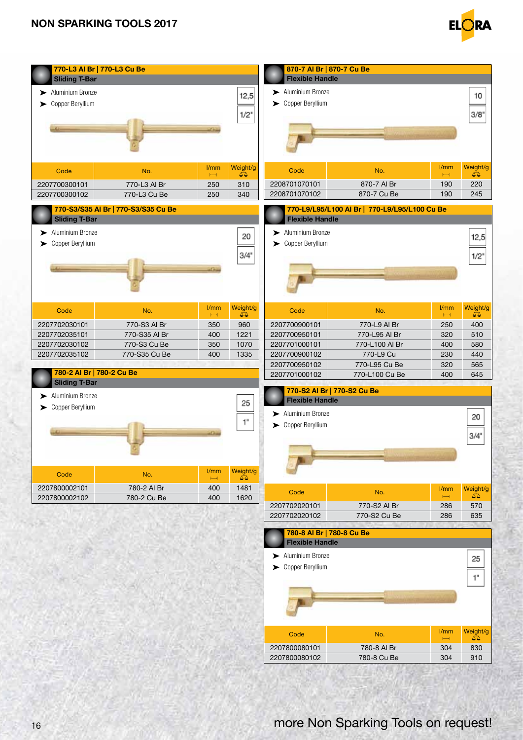# NON SPARKING TOOLS 2017

## 770-L3 Al Br | 770-L3 Cu Be
### Sliding T-Bar

- Aluminium Bronze
- Copper Beryllium

12,5
1/2"

| Code | No. | l/mm | Weight/g |
|---|---|---|---|
| 2207700300101 | 770-L3 Al Br | 250 | 310 |
| 2207700300102 | 770-L3 Cu Be | 250 | 340 |

## 770-S3/S35 Al Br | 770-S3/S35 Cu Be
### Sliding T-Bar

- Aluminium Bronze
- Copper Beryllium

20
3/4"

| Code | No. | l/mm | Weight/g |
|---|---|---|---|
| 2207702030101 | 770-S3 Al Br | 350 | 960 |
| 2207702035101 | 770-S35 Al Br | 400 | 1221 |
| 2207702030102 | 770-S3 Cu Be | 350 | 1070 |
| 2207702035102 | 770-S35 Cu Be | 400 | 1335 |

## 780-2 Al Br | 780-2 Cu Be
### Sliding T-Bar

- Aluminium Bronze
- Copper Beryllium

25
1"

| Code | No. | l/mm | Weight/g |
|---|---|---|---|
| 2207800002101 | 780-2 Al Br | 400 | 1481 |
| 2207800002102 | 780-2 Cu Be | 400 | 1620 |

## 870-7 Al Br | 870-7 Cu Be
### Flexible Handle

- Aluminium Bronze
- Copper Beryllium

10
3/8"

| Code | No. | l/mm | Weight/g |
|---|---|---|---|
| 2208701070101 | 870-7 Al Br | 190 | 220 |
| 2208701070102 | 870-7 Cu Be | 190 | 245 |

## 770-L9/L95/L100 Al Br | 770-L9/L95/L100 Cu Be
### Flexible Handle

- Aluminium Bronze
- Copper Beryllium

12,5
1/2"

| Code | No. | l/mm | Weight/g |
|---|---|---|---|
| 2207700900101 | 770-L9 Al Br | 250 | 400 |
| 2207700950101 | 770-L95 Al Br | 320 | 510 |
| 2207701000101 | 770-L100 Al Br | 400 | 580 |
| 2207700900102 | 770-L9 Cu | 230 | 440 |
| 2207700950102 | 770-L95 Cu Be | 320 | 565 |
| 2207701000102 | 770-L100 Cu Be | 400 | 645 |

## 770-S2 Al Br | 770-S2 Cu Be
### Flexible Handle

- Aluminium Bronze
- Copper Beryllium

20
3/4"

| Code | No. | l/mm | Weight/g |
|---|---|---|---|
| 2207702020101 | 770-S2 Al Br | 286 | 570 |
| 2207702020102 | 770-S2 Cu Be | 286 | 635 |

## 780-8 Al Br | 780-8 Cu Be
### Flexible Handle

- Aluminium Bronze
- Copper Beryllium

25
1"

| Code | No. | l/mm | Weight/g |
|---|---|---|---|
| 2207800080101 | 780-8 Al Br | 304 | 830 |
| 2207800080102 | 780-8 Cu Be | 304 | 910 |

more Non Sparking Tools on request!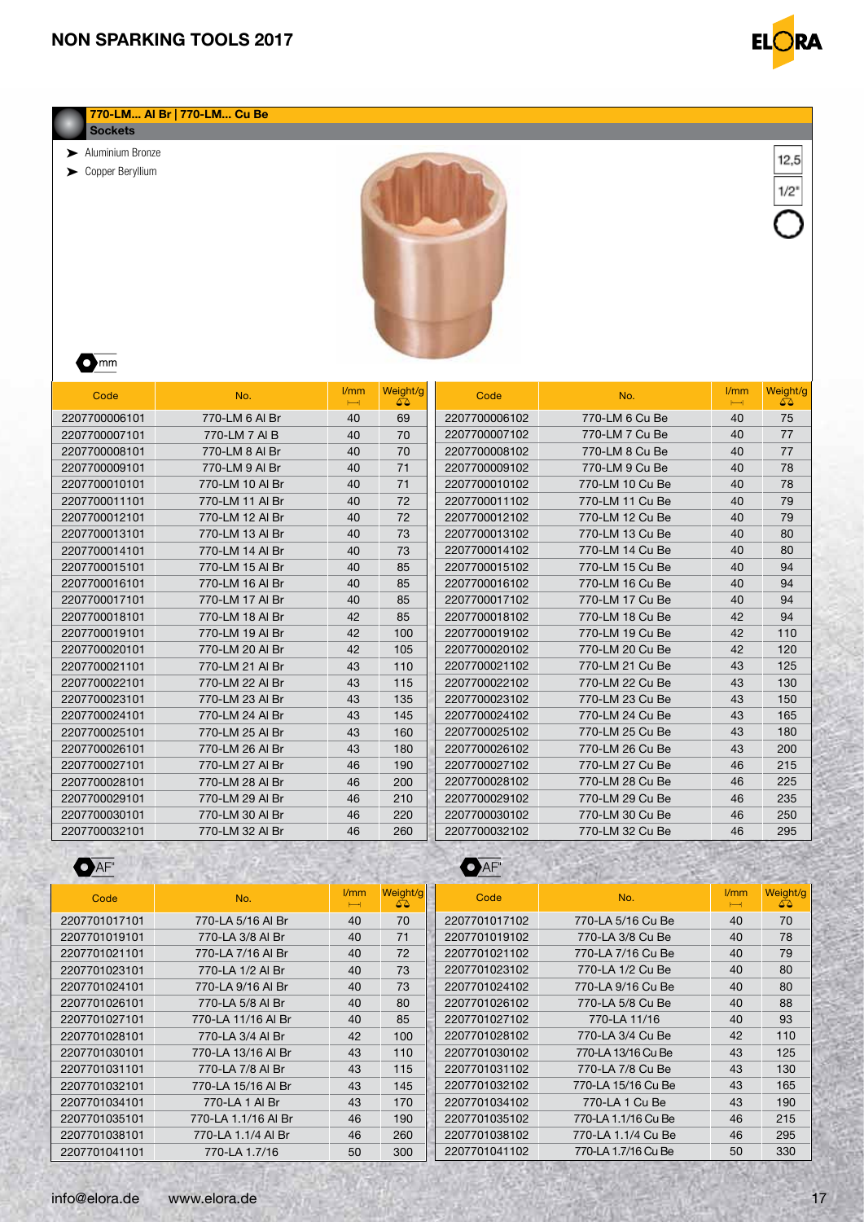## 770-LM... Al Br | 770-LM... Cu Be

### Sockets

- Aluminium Bronze
- Copper Beryllium

12,5

1/2"

mm

| Code | No. | l/mm | Weight/g | Code | No. | l/mm | Weight/g |
|---|---|---|---|---|---|---|---|
| 2207700006101 | 770-LM 6 Al Br | 40 | 69 | 2207700006102 | 770-LM 6 Cu Be | 40 | 75 |
| 2207700007101 | 770-LM 7 Al B | 40 | 70 | 2207700007102 | 770-LM 7 Cu Be | 40 | 77 |
| 2207700008101 | 770-LM 8 Al Br | 40 | 70 | 2207700008102 | 770-LM 8 Cu Be | 40 | 77 |
| 2207700009101 | 770-LM 9 Al Br | 40 | 71 | 2207700009102 | 770-LM 9 Cu Be | 40 | 78 |
| 2207700010101 | 770-LM 10 Al Br | 40 | 71 | 2207700010102 | 770-LM 10 Cu Be | 40 | 78 |
| 2207700011101 | 770-LM 11 Al Br | 40 | 72 | 2207700011102 | 770-LM 11 Cu Be | 40 | 79 |
| 2207700012101 | 770-LM 12 Al Br | 40 | 72 | 2207700012102 | 770-LM 12 Cu Be | 40 | 79 |
| 2207700013101 | 770-LM 13 Al Br | 40 | 73 | 2207700013102 | 770-LM 13 Cu Be | 40 | 80 |
| 2207700014101 | 770-LM 14 Al Br | 40 | 73 | 2207700014102 | 770-LM 14 Cu Be | 40 | 80 |
| 2207700015101 | 770-LM 15 Al Br | 40 | 85 | 2207700015102 | 770-LM 15 Cu Be | 40 | 94 |
| 2207700016101 | 770-LM 16 Al Br | 40 | 85 | 2207700016102 | 770-LM 16 Cu Be | 40 | 94 |
| 2207700017101 | 770-LM 17 Al Br | 40 | 85 | 2207700017102 | 770-LM 17 Cu Be | 40 | 94 |
| 2207700018101 | 770-LM 18 Al Br | 42 | 85 | 2207700018102 | 770-LM 18 Cu Be | 42 | 94 |
| 2207700019101 | 770-LM 19 Al Br | 42 | 100 | 2207700019102 | 770-LM 19 Cu Be | 42 | 110 |
| 2207700020101 | 770-LM 20 Al Br | 42 | 105 | 2207700020102 | 770-LM 20 Cu Be | 42 | 120 |
| 2207700021101 | 770-LM 21 Al Br | 43 | 110 | 2207700021102 | 770-LM 21 Cu Be | 43 | 125 |
| 2207700022101 | 770-LM 22 Al Br | 43 | 115 | 2207700022102 | 770-LM 22 Cu Be | 43 | 130 |
| 2207700023101 | 770-LM 23 Al Br | 43 | 135 | 2207700023102 | 770-LM 23 Cu Be | 43 | 150 |
| 2207700024101 | 770-LM 24 Al Br | 43 | 145 | 2207700024102 | 770-LM 24 Cu Be | 43 | 165 |
| 2207700025101 | 770-LM 25 Al Br | 43 | 160 | 2207700025102 | 770-LM 25 Cu Be | 43 | 180 |
| 2207700026101 | 770-LM 26 Al Br | 43 | 180 | 2207700026102 | 770-LM 26 Cu Be | 43 | 200 |
| 2207700027101 | 770-LM 27 Al Br | 46 | 190 | 2207700027102 | 770-LM 27 Cu Be | 46 | 215 |
| 2207700028101 | 770-LM 28 Al Br | 46 | 200 | 2207700028102 | 770-LM 28 Cu Be | 46 | 225 |
| 2207700029101 | 770-LM 29 Al Br | 46 | 210 | 2207700029102 | 770-LM 29 Cu Be | 46 | 235 |
| 2207700030101 | 770-LM 30 Al Br | 46 | 220 | 2207700030102 | 770-LM 30 Cu Be | 46 | 250 |
| 2207700032101 | 770-LM 32 Al Br | 46 | 260 | 2207700032102 | 770-LM 32 Cu Be | 46 | 295 |

AF"

| Code | No. | l/mm | Weight/g | Code | No. | l/mm | Weight/g |
|---|---|---|---|---|---|---|---|
| 2207701017101 | 770-LA 5/16 Al Br | 40 | 70 | 2207701017102 | 770-LA 5/16 Cu Be | 40 | 70 |
| 2207701019101 | 770-LA 3/8 Al Br | 40 | 71 | 2207701019102 | 770-LA 3/8 Cu Be | 40 | 78 |
| 2207701021101 | 770-LA 7/16 Al Br | 40 | 72 | 2207701021102 | 770-LA 7/16 Cu Be | 40 | 79 |
| 2207701023101 | 770-LA 1/2 Al Br | 40 | 73 | 2207701023102 | 770-LA 1/2 Cu Be | 40 | 80 |
| 2207701024101 | 770-LA 9/16 Al Br | 40 | 73 | 2207701024102 | 770-LA 9/16 Cu Be | 40 | 80 |
| 2207701026101 | 770-LA 5/8 Al Br | 40 | 80 | 2207701026102 | 770-LA 5/8 Cu Be | 40 | 88 |
| 2207701027101 | 770-LA 11/16 Al Br | 40 | 85 | 2207701027102 | 770-LA 11/16 | 40 | 93 |
| 2207701028101 | 770-LA 3/4 Al Br | 42 | 100 | 2207701028102 | 770-LA 3/4 Cu Be | 42 | 110 |
| 2207701030101 | 770-LA 13/16 Al Br | 43 | 110 | 2207701030102 | 770-LA 13/16 Cu Be | 43 | 125 |
| 2207701031101 | 770-LA 7/8 Al Br | 43 | 115 | 2207701031102 | 770-LA 7/8 Cu Be | 43 | 130 |
| 2207701032101 | 770-LA 15/16 Al Br | 43 | 145 | 2207701032102 | 770-LA 15/16 Cu Be | 43 | 165 |
| 2207701034101 | 770-LA 1 Al Br | 43 | 170 | 2207701034102 | 770-LA 1 Cu Be | 43 | 190 |
| 2207701035101 | 770-LA 1.1/16 Al Br | 46 | 190 | 2207701035102 | 770-LA 1.1/16 Cu Be | 46 | 215 |
| 2207701038101 | 770-LA 1.1/4 Al Br | 46 | 260 | 2207701038102 | 770-LA 1.1/4 Cu Be | 46 | 295 |
| 2207701041101 | 770-LA 1.7/16 | 50 | 300 | 2207701041102 | 770-LA 1.7/16 Cu Be | 50 | 330 |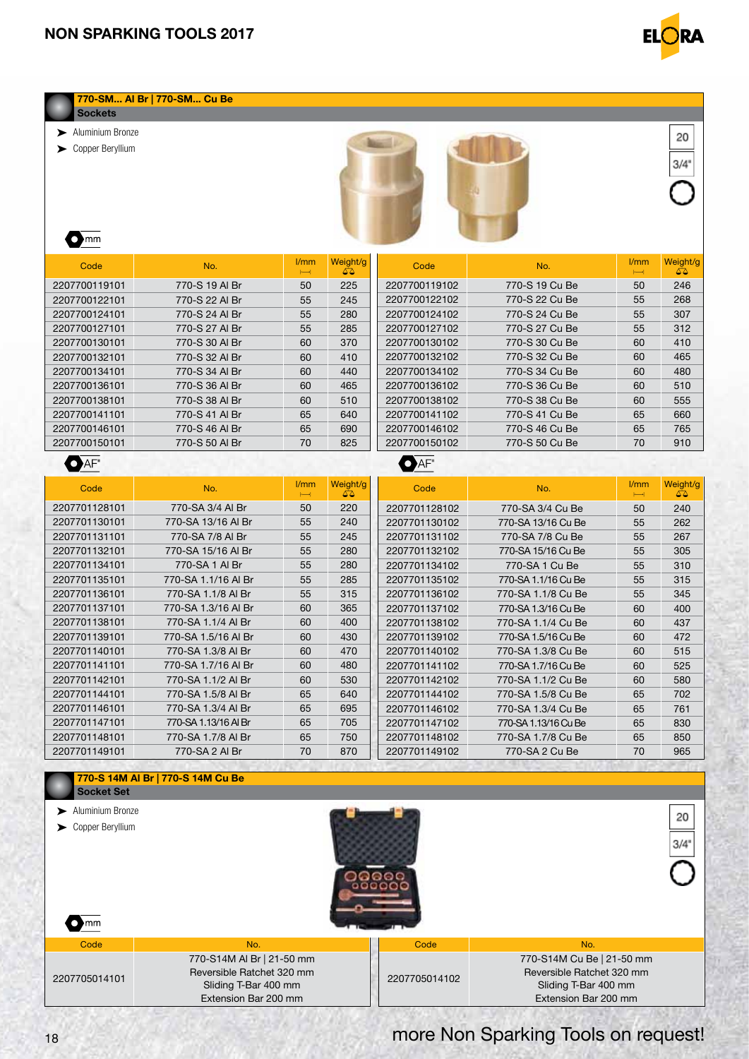## 770-SM... Al Br | 770-SM... Cu Be

### Sockets

- Aluminium Bronze
- Copper Beryllium

20

3/4"

mm

| Code | No. | l/mm | Weight/g | Code | No. | l/mm | Weight/g |
|---|---|---|---|---|---|---|---|
| 2207700119101 | 770-S 19 Al Br | 50 | 225 | 2207700119102 | 770-S 19 Cu Be | 50 | 246 |
| 2207700122101 | 770-S 22 Al Br | 55 | 245 | 2207700122102 | 770-S 22 Cu Be | 55 | 268 |
| 2207700124101 | 770-S 24 Al Br | 55 | 280 | 2207700124102 | 770-S 24 Cu Be | 55 | 307 |
| 2207700127101 | 770-S 27 Al Br | 55 | 285 | 2207700127102 | 770-S 27 Cu Be | 55 | 312 |
| 2207700130101 | 770-S 30 Al Br | 60 | 370 | 2207700130102 | 770-S 30 Cu Be | 60 | 410 |
| 2207700132101 | 770-S 32 Al Br | 60 | 410 | 2207700132102 | 770-S 32 Cu Be | 60 | 465 |
| 2207700134101 | 770-S 34 Al Br | 60 | 440 | 2207700134102 | 770-S 34 Cu Be | 60 | 480 |
| 2207700136101 | 770-S 36 Al Br | 60 | 465 | 2207700136102 | 770-S 36 Cu Be | 60 | 510 |
| 2207700138101 | 770-S 38 Al Br | 60 | 510 | 2207700138102 | 770-S 38 Cu Be | 60 | 555 |
| 2207700141101 | 770-S 41 Al Br | 65 | 640 | 2207700141102 | 770-S 41 Cu Be | 65 | 660 |
| 2207700146101 | 770-S 46 Al Br | 65 | 690 | 2207700146102 | 770-S 46 Cu Be | 65 | 765 |
| 2207700150101 | 770-S 50 Al Br | 70 | 825 | 2207700150102 | 770-S 50 Cu Be | 70 | 910 |

AF"

| Code | No. | l/mm | Weight/g | Code | No. | l/mm | Weight/g |
|---|---|---|---|---|---|---|---|
| 2207701128101 | 770-SA 3/4 Al Br | 50 | 220 | 2207701128102 | 770-SA 3/4 Cu Be | 50 | 240 |
| 2207701130101 | 770-SA 13/16 Al Br | 55 | 240 | 2207701130102 | 770-SA 13/16 Cu Be | 55 | 262 |
| 2207701131101 | 770-SA 7/8 Al Br | 55 | 245 | 2207701131102 | 770-SA 7/8 Cu Be | 55 | 267 |
| 2207701132101 | 770-SA 15/16 Al Br | 55 | 280 | 2207701132102 | 770-SA 15/16 Cu Be | 55 | 305 |
| 2207701134101 | 770-SA 1 Al Br | 55 | 280 | 2207701134102 | 770-SA 1 Cu Be | 55 | 310 |
| 2207701135101 | 770-SA 1.1/16 Al Br | 55 | 285 | 2207701135102 | 770-SA 1.1/16 Cu Be | 55 | 315 |
| 2207701136101 | 770-SA 1.1/8 Al Br | 55 | 315 | 2207701136102 | 770-SA 1.1/8 Cu Be | 55 | 345 |
| 2207701137101 | 770-SA 1.3/16 Al Br | 60 | 365 | 2207701137102 | 770-SA 1.3/16 Cu Be | 60 | 400 |
| 2207701138101 | 770-SA 1.1/4 Al Br | 60 | 400 | 2207701138102 | 770-SA 1.1/4 Cu Be | 60 | 437 |
| 2207701139101 | 770-SA 1.5/16 Al Br | 60 | 430 | 2207701139102 | 770-SA 1.5/16 Cu Be | 60 | 472 |
| 2207701140101 | 770-SA 1.3/8 Al Br | 60 | 470 | 2207701140102 | 770-SA 1.3/8 Cu Be | 60 | 515 |
| 2207701141101 | 770-SA 1.7/16 Al Br | 60 | 480 | 2207701141102 | 770-SA 1.7/16 Cu Be | 60 | 525 |
| 2207701142101 | 770-SA 1.1/2 Al Br | 60 | 530 | 2207701142102 | 770-SA 1.1/2 Cu Be | 60 | 580 |
| 2207701144101 | 770-SA 1.5/8 Al Br | 65 | 640 | 2207701144102 | 770-SA 1.5/8 Cu Be | 65 | 702 |
| 2207701146101 | 770-SA 1.3/4 Al Br | 65 | 695 | 2207701146102 | 770-SA 1.3/4 Cu Be | 65 | 761 |
| 2207701147101 | 770-SA 1.13/16 Al Br | 65 | 705 | 2207701147102 | 770-SA 1.13/16 Cu Be | 65 | 830 |
| 2207701148101 | 770-SA 1.7/8 Al Br | 65 | 750 | 2207701148102 | 770-SA 1.7/8 Cu Be | 65 | 850 |
| 2207701149101 | 770-SA 2 Al Br | 70 | 870 | 2207701149102 | 770-SA 2 Cu Be | 70 | 965 |

## 770-S 14M Al Br | 770-S 14M Cu Be

### Socket Set

- Aluminium Bronze
- Copper Beryllium

20

3/4"

mm

| Code | No. | Code | No. |
|---|---|---|---|
| 2207705014101 | 770-S14M Al Br \| 21-50 mm<br>Reversible Ratchet 320 mm<br>Sliding T-Bar 400 mm<br>Extension Bar 200 mm | 2207705014102 | 770-S14M Cu Be \| 21-50 mm<br>Reversible Ratchet 320 mm<br>Sliding T-Bar 400 mm<br>Extension Bar 200 mm |

more Non Sparking Tools on request!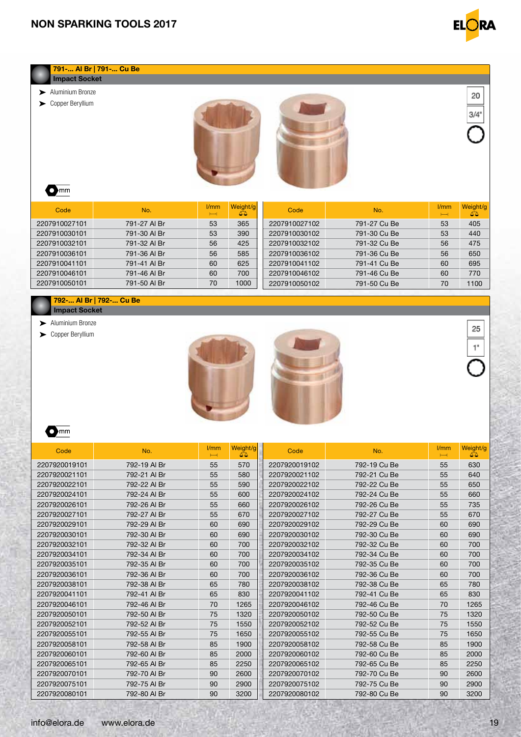## 791-... Al Br | 791-... Cu Be

### Impact Socket

- Aluminium Bronze
- Copper Beryllium

20

3/4"

mm

| Code | No. | l/mm | Weight/g | Code | No. | l/mm | Weight/g |
|---|---|---|---|---|---|---|---|
| 2207910027101 | 791-27 Al Br | 53 | 365 | 2207910027102 | 791-27 Cu Be | 53 | 405 |
| 2207910030101 | 791-30 Al Br | 53 | 390 | 2207910030102 | 791-30 Cu Be | 53 | 440 |
| 2207910032101 | 791-32 Al Br | 56 | 425 | 2207910032102 | 791-32 Cu Be | 56 | 475 |
| 2207910036101 | 791-36 Al Br | 56 | 585 | 2207910036102 | 791-36 Cu Be | 56 | 650 |
| 2207910041101 | 791-41 Al Br | 60 | 625 | 2207910041102 | 791-41 Cu Be | 60 | 695 |
| 2207910046101 | 791-46 Al Br | 60 | 700 | 2207910046102 | 791-46 Cu Be | 60 | 770 |
| 2207910050101 | 791-50 Al Br | 70 | 1000 | 2207910050102 | 791-50 Cu Be | 70 | 1100 |

## 792-... Al Br | 792-... Cu Be

### Impact Socket

- Aluminium Bronze
- Copper Beryllium

25

1"

mm

| Code | No. | l/mm | Weight/g | Code | No. | l/mm | Weight/g |
|---|---|---|---|---|---|---|---|
| 2207920019101 | 792-19 Al Br | 55 | 570 | 2207920019102 | 792-19 Cu Be | 55 | 630 |
| 2207920021101 | 792-21 Al Br | 55 | 580 | 2207920021102 | 792-21 Cu Be | 55 | 640 |
| 2207920022101 | 792-22 Al Br | 55 | 590 | 2207920022102 | 792-22 Cu Be | 55 | 650 |
| 2207920024101 | 792-24 Al Br | 55 | 600 | 2207920024102 | 792-24 Cu Be | 55 | 660 |
| 2207920026101 | 792-26 Al Br | 55 | 660 | 2207920026102 | 792-26 Cu Be | 55 | 735 |
| 2207920027101 | 792-27 Al Br | 55 | 670 | 2207920027102 | 792-27 Cu Be | 55 | 670 |
| 2207920029101 | 792-29 Al Br | 60 | 690 | 2207920029102 | 792-29 Cu Be | 60 | 690 |
| 2207920030101 | 792-30 Al Br | 60 | 690 | 2207920030102 | 792-30 Cu Be | 60 | 690 |
| 2207920032101 | 792-32 Al Br | 60 | 700 | 2207920032102 | 792-32 Cu Be | 60 | 700 |
| 2207920034101 | 792-34 Al Br | 60 | 700 | 2207920034102 | 792-34 Cu Be | 60 | 700 |
| 2207920035101 | 792-35 Al Br | 60 | 700 | 2207920035102 | 792-35 Cu Be | 60 | 700 |
| 2207920036101 | 792-36 Al Br | 60 | 700 | 2207920036102 | 792-36 Cu Be | 60 | 700 |
| 2207920038101 | 792-38 Al Br | 65 | 780 | 2207920038102 | 792-38 Cu Be | 65 | 780 |
| 2207920041101 | 792-41 Al Br | 65 | 830 | 2207920041102 | 792-41 Cu Be | 65 | 830 |
| 2207920046101 | 792-46 Al Br | 70 | 1265 | 2207920046102 | 792-46 Cu Be | 70 | 1265 |
| 2207920050101 | 792-50 Al Br | 75 | 1320 | 2207920050102 | 792-50 Cu Be | 75 | 1320 |
| 2207920052101 | 792-52 Al Br | 75 | 1550 | 2207920052102 | 792-52 Cu Be | 75 | 1550 |
| 2207920055101 | 792-55 Al Br | 75 | 1650 | 2207920055102 | 792-55 Cu Be | 75 | 1650 |
| 2207920058101 | 792-58 Al Br | 85 | 1900 | 2207920058102 | 792-58 Cu Be | 85 | 1900 |
| 2207920060101 | 792-60 Al Br | 85 | 2000 | 2207920060102 | 792-60 Cu Be | 85 | 2000 |
| 2207920065101 | 792-65 Al Br | 85 | 2250 | 2207920065102 | 792-65 Cu Be | 85 | 2250 |
| 2207920070101 | 792-70 Al Br | 90 | 2600 | 2207920070102 | 792-70 Cu Be | 90 | 2600 |
| 2207920075101 | 792-75 Al Br | 90 | 2900 | 2207920075102 | 792-75 Cu Be | 90 | 2900 |
| 2207920080101 | 792-80 Al Br | 90 | 3200 | 2207920080102 | 792-80 Cu Be | 90 | 3200 |

info@elora.de www.elora.de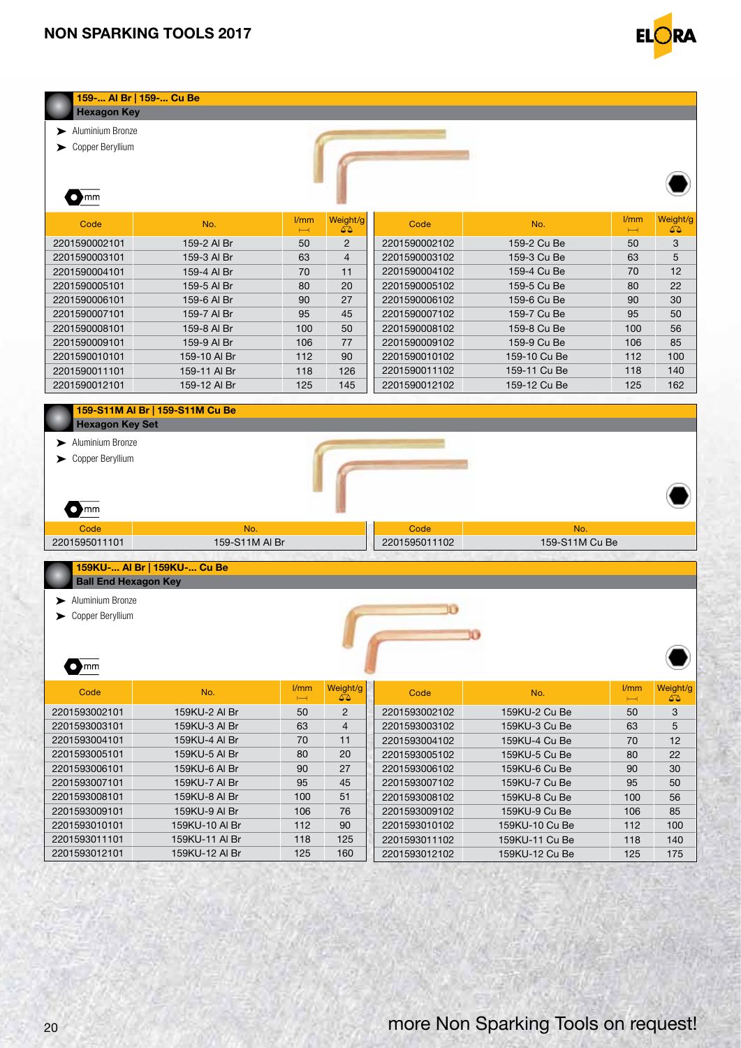## 159-... Al Br | 159-... Cu Be
### Hexagon Key

- Aluminium Bronze
- Copper Beryllium

mm

| Code | No. | l/mm | Weight/g | Code | No. | l/mm | Weight/g |
|---|---|---|---|---|---|---|---|
| 2201590002101 | 159-2 Al Br | 50 | 2 | 2201590002102 | 159-2 Cu Be | 50 | 3 |
| 2201590003101 | 159-3 Al Br | 63 | 4 | 2201590003102 | 159-3 Cu Be | 63 | 5 |
| 2201590004101 | 159-4 Al Br | 70 | 11 | 2201590004102 | 159-4 Cu Be | 70 | 12 |
| 2201590005101 | 159-5 Al Br | 80 | 20 | 2201590005102 | 159-5 Cu Be | 80 | 22 |
| 2201590006101 | 159-6 Al Br | 90 | 27 | 2201590006102 | 159-6 Cu Be | 90 | 30 |
| 2201590007101 | 159-7 Al Br | 95 | 45 | 2201590007102 | 159-7 Cu Be | 95 | 50 |
| 2201590008101 | 159-8 Al Br | 100 | 50 | 2201590008102 | 159-8 Cu Be | 100 | 56 |
| 2201590009101 | 159-9 Al Br | 106 | 77 | 2201590009102 | 159-9 Cu Be | 106 | 85 |
| 2201590010101 | 159-10 Al Br | 112 | 90 | 2201590010102 | 159-10 Cu Be | 112 | 100 |
| 2201590011101 | 159-11 Al Br | 118 | 126 | 2201590011102 | 159-11 Cu Be | 118 | 140 |
| 2201590012101 | 159-12 Al Br | 125 | 145 | 2201590012102 | 159-12 Cu Be | 125 | 162 |

## 159-S11M Al Br | 159-S11M Cu Be
### Hexagon Key Set

- Aluminium Bronze
- Copper Beryllium

mm

| Code | No. | Code | No. |
|---|---|---|---|
| 2201595011101 | 159-S11M Al Br | 2201595011102 | 159-S11M Cu Be |

## 159KU-... Al Br | 159KU-... Cu Be
### Ball End Hexagon Key

- Aluminium Bronze
- Copper Beryllium

mm

| Code | No. | l/mm | Weight/g | Code | No. | l/mm | Weight/g |
|---|---|---|---|---|---|---|---|
| 2201593002101 | 159KU-2 Al Br | 50 | 2 | 2201593002102 | 159KU-2 Cu Be | 50 | 3 |
| 2201593003101 | 159KU-3 Al Br | 63 | 4 | 2201593003102 | 159KU-3 Cu Be | 63 | 5 |
| 2201593004101 | 159KU-4 Al Br | 70 | 11 | 2201593004102 | 159KU-4 Cu Be | 70 | 12 |
| 2201593005101 | 159KU-5 Al Br | 80 | 20 | 2201593005102 | 159KU-5 Cu Be | 80 | 22 |
| 2201593006101 | 159KU-6 Al Br | 90 | 27 | 2201593006102 | 159KU-6 Cu Be | 90 | 30 |
| 2201593007101 | 159KU-7 Al Br | 95 | 45 | 2201593007102 | 159KU-7 Cu Be | 95 | 50 |
| 2201593008101 | 159KU-8 Al Br | 100 | 51 | 2201593008102 | 159KU-8 Cu Be | 100 | 56 |
| 2201593009101 | 159KU-9 Al Br | 106 | 76 | 2201593009102 | 159KU-9 Cu Be | 106 | 85 |
| 2201593010101 | 159KU-10 Al Br | 112 | 90 | 2201593010102 | 159KU-10 Cu Be | 112 | 100 |
| 2201593011101 | 159KU-11 Al Br | 118 | 125 | 2201593011102 | 159KU-11 Cu Be | 118 | 140 |
| 2201593012101 | 159KU-12 Al Br | 125 | 160 | 2201593012102 | 159KU-12 Cu Be | 125 | 175 |

more Non Sparking Tools on request!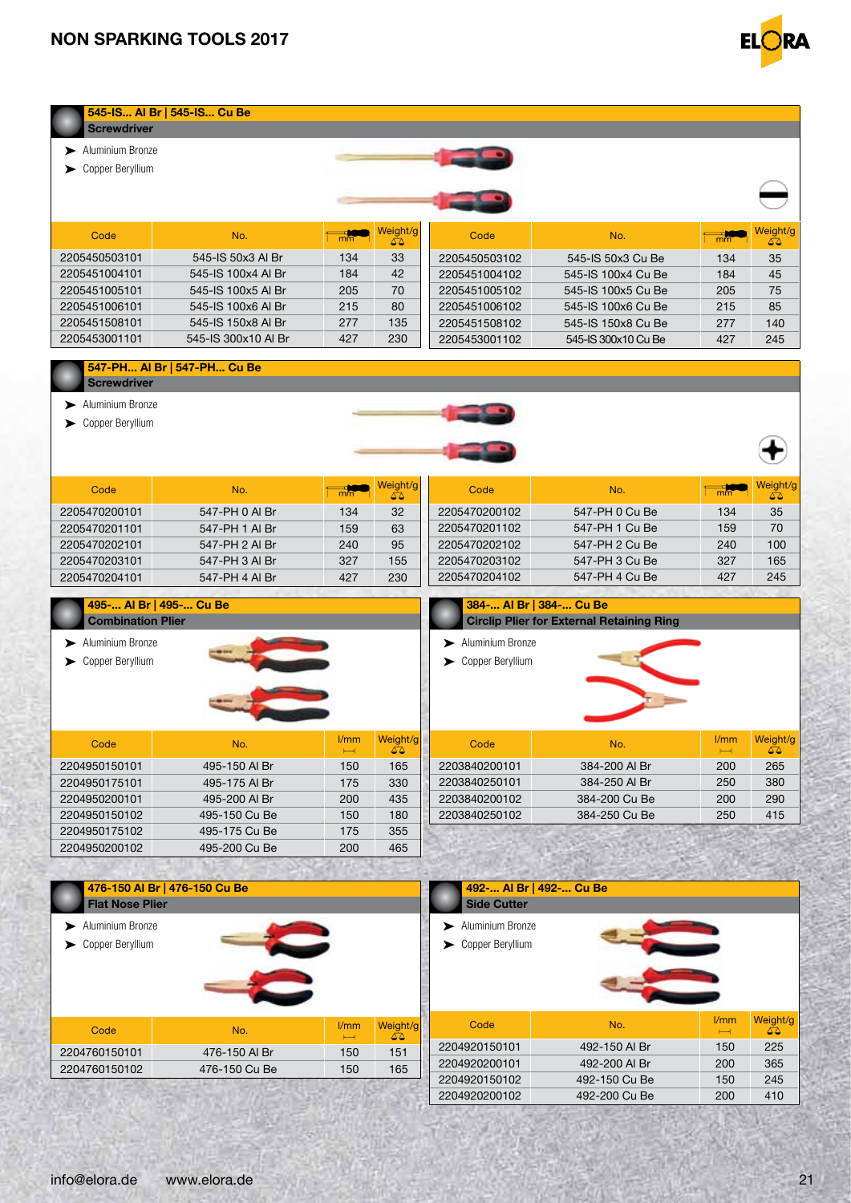## 545-IS... Al Br | 545-IS... Cu Be

### Screwdriver

- Aluminium Bronze
- Copper Beryllium

| Code | No. | mm | Weight/g |
|---|---|---|---|
| 2205450503101 | 545-IS 50x3 Al Br | 134 | 33 |
| 2205451004101 | 545-IS 100x4 Al Br | 184 | 42 |
| 2205451005101 | 545-IS 100x5 Al Br | 205 | 70 |
| 2205451006101 | 545-IS 100x6 Al Br | 215 | 80 |
| 2205451508101 | 545-IS 150x8 Al Br | 277 | 135 |
| 2205453001101 | 545-IS 300x10 Al Br | 427 | 230 |

| Code | No. | mm | Weight/g |
|---|---|---|---|
| 2205450503102 | 545-IS 50x3 Cu Be | 134 | 35 |
| 2205451004102 | 545-IS 100x4 Cu Be | 184 | 45 |
| 2205451005102 | 545-IS 100x5 Cu Be | 205 | 75 |
| 2205451006102 | 545-IS 100x6 Cu Be | 215 | 85 |
| 2205451508102 | 545-IS 150x8 Cu Be | 277 | 140 |
| 2205453001102 | 545-IS 300x10 Cu Be | 427 | 245 |

## 547-PH... Al Br | 547-PH... Cu Be

### Screwdriver

- Aluminium Bronze
- Copper Beryllium

| Code | No. | mm | Weight/g |
|---|---|---|---|
| 2205470200101 | 547-PH 0 Al Br | 134 | 32 |
| 2205470201101 | 547-PH 1 Al Br | 159 | 63 |
| 2205470202101 | 547-PH 2 Al Br | 240 | 95 |
| 2205470203101 | 547-PH 3 Al Br | 327 | 155 |
| 2205470204101 | 547-PH 4 Al Br | 427 | 230 |

| Code | No. | mm | Weight/g |
|---|---|---|---|
| 2205470200102 | 547-PH 0 Cu Be | 134 | 35 |
| 2205470201102 | 547-PH 1 Cu Be | 159 | 70 |
| 2205470202102 | 547-PH 2 Cu Be | 240 | 100 |
| 2205470203102 | 547-PH 3 Cu Be | 327 | 165 |
| 2205470204102 | 547-PH 4 Cu Be | 427 | 245 |

## 495-... Al Br | 495-... Cu Be

### Combination Plier

- Aluminium Bronze
- Copper Beryllium

| Code | No. | l/mm | Weight/g |
|---|---|---|---|
| 2204950150101 | 495-150 Al Br | 150 | 165 |
| 2204950175101 | 495-175 Al Br | 175 | 330 |
| 2204950200101 | 495-200 Al Br | 200 | 435 |
| 2204950150102 | 495-150 Cu Be | 150 | 180 |
| 2204950175102 | 495-175 Cu Be | 175 | 355 |
| 2204950200102 | 495-200 Cu Be | 200 | 465 |

## 384-... Al Br | 384-... Cu Be

### Circlip Plier for External Retaining Ring

- Aluminium Bronze
- Copper Beryllium

| Code | No. | l/mm | Weight/g |
|---|---|---|---|
| 2203840200101 | 384-200 Al Br | 200 | 265 |
| 2203840250101 | 384-250 Al Br | 250 | 380 |
| 2203840200102 | 384-200 Cu Be | 200 | 290 |
| 2203840250102 | 384-250 Cu Be | 250 | 415 |

## 476-150 Al Br | 476-150 Cu Be

### Flat Nose Plier

- Aluminium Bronze
- Copper Beryllium

| Code | No. | l/mm | Weight/g |
|---|---|---|---|
| 2204760150101 | 476-150 Al Br | 150 | 151 |
| 2204760150102 | 476-150 Cu Be | 150 | 165 |

## 492-... Al Br | 492-... Cu Be

### Side Cutter

- Aluminium Bronze
- Copper Beryllium

| Code | No. | l/mm | Weight/g |
|---|---|---|---|
| 2204920150101 | 492-150 Al Br | 150 | 225 |
| 2204920200101 | 492-200 Al Br | 200 | 365 |
| 2204920150102 | 492-150 Cu Be | 150 | 245 |
| 2204920200102 | 492-200 Cu Be | 200 | 410 |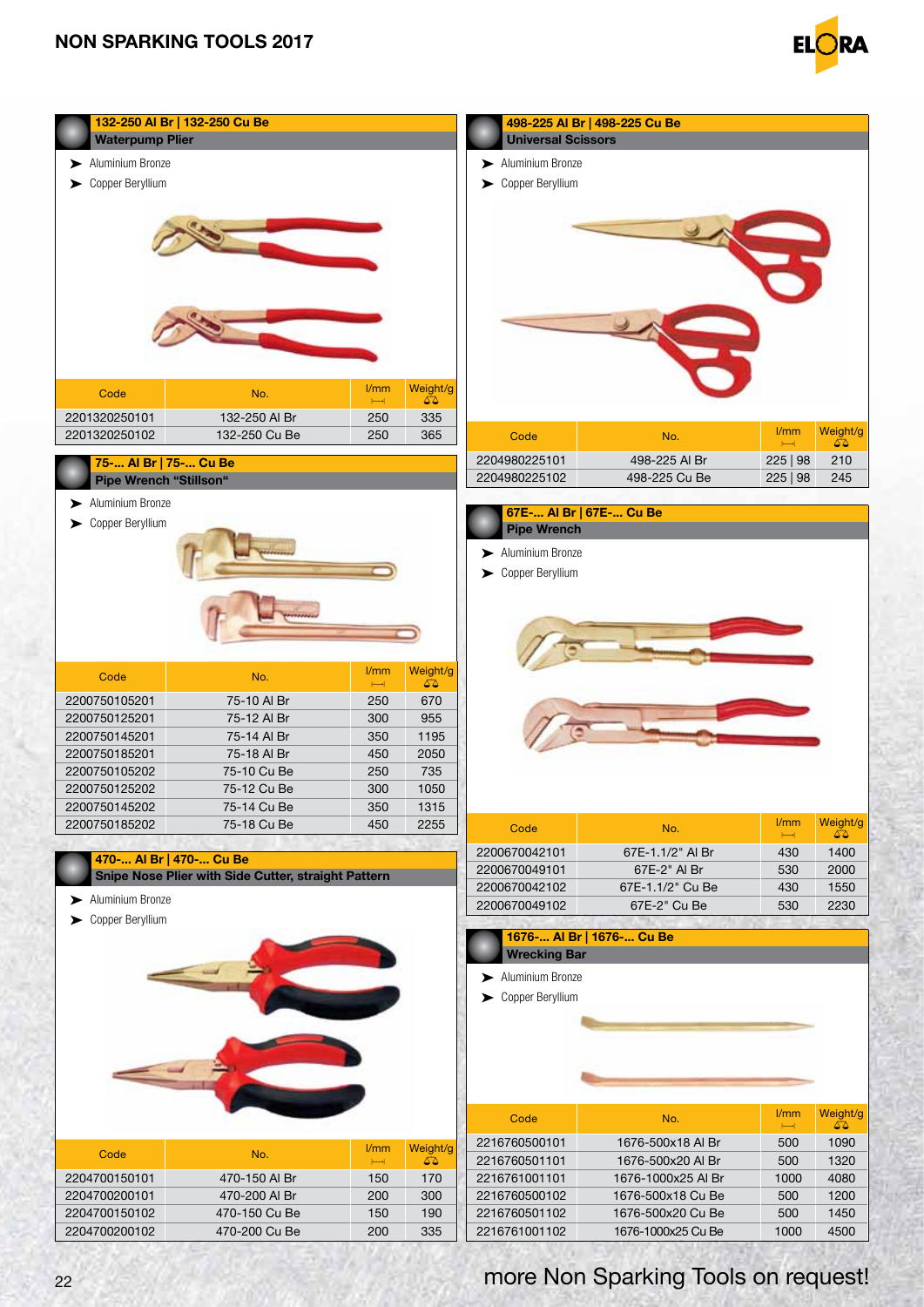## 132-250 Al Br | 132-250 Cu Be
### Waterpump Plier

- Aluminium Bronze
- Copper Beryllium

| Code | No. | l/mm | Weight/g |
|---|---|---|---|
| 2201320250101 | 132-250 Al Br | 250 | 335 |
| 2201320250102 | 132-250 Cu Be | 250 | 365 |

## 75-... Al Br | 75-... Cu Be
### Pipe Wrench “Stillson“

- Aluminium Bronze
- Copper Beryllium

| Code | No. | l/mm | Weight/g |
|---|---|---|---|
| 2200750105201 | 75-10 Al Br | 250 | 670 |
| 2200750125201 | 75-12 Al Br | 300 | 955 |
| 2200750145201 | 75-14 Al Br | 350 | 1195 |
| 2200750185201 | 75-18 Al Br | 450 | 2050 |
| 2200750105202 | 75-10 Cu Be | 250 | 735 |
| 2200750125202 | 75-12 Cu Be | 300 | 1050 |
| 2200750145202 | 75-14 Cu Be | 350 | 1315 |
| 2200750185202 | 75-18 Cu Be | 450 | 2255 |

## 470-... Al Br | 470-... Cu Be
### Snipe Nose Plier with Side Cutter, straight Pattern

- Aluminium Bronze
- Copper Beryllium

| Code | No. | l/mm | Weight/g |
|---|---|---|---|
| 2204700150101 | 470-150 Al Br | 150 | 170 |
| 2204700200101 | 470-200 Al Br | 200 | 300 |
| 2204700150102 | 470-150 Cu Be | 150 | 190 |
| 2204700200102 | 470-200 Cu Be | 200 | 335 |

## 498-225 Al Br | 498-225 Cu Be
### Universal Scissors

- Aluminium Bronze
- Copper Beryllium

| Code | No. | l/mm | Weight/g |
|---|---|---|---|
| 2204980225101 | 498-225 Al Br | 225 \| 98 | 210 |
| 2204980225102 | 498-225 Cu Be | 225 \| 98 | 245 |

## 67E-... Al Br | 67E-... Cu Be
### Pipe Wrench

- Aluminium Bronze
- Copper Beryllium

| Code | No. | l/mm | Weight/g |
|---|---|---|---|
| 2200670042101 | 67E-1.1/2" Al Br | 430 | 1400 |
| 2200670049101 | 67E-2" Al Br | 530 | 2000 |
| 2200670042102 | 67E-1.1/2" Cu Be | 430 | 1550 |
| 2200670049102 | 67E-2" Cu Be | 530 | 2230 |

## 1676-... Al Br | 1676-... Cu Be
### Wrecking Bar

- Aluminium Bronze
- Copper Beryllium

| Code | No. | l/mm | Weight/g |
|---|---|---|---|
| 2216760500101 | 1676-500x18 Al Br | 500 | 1090 |
| 2216760501101 | 1676-500x20 Al Br | 500 | 1320 |
| 2216761001101 | 1676-1000x25 Al Br | 1000 | 4080 |
| 2216760500102 | 1676-500x18 Cu Be | 500 | 1200 |
| 2216760501102 | 1676-500x20 Cu Be | 500 | 1450 |
| 2216761001102 | 1676-1000x25 Cu Be | 1000 | 4500 |

more Non Sparking Tools on request!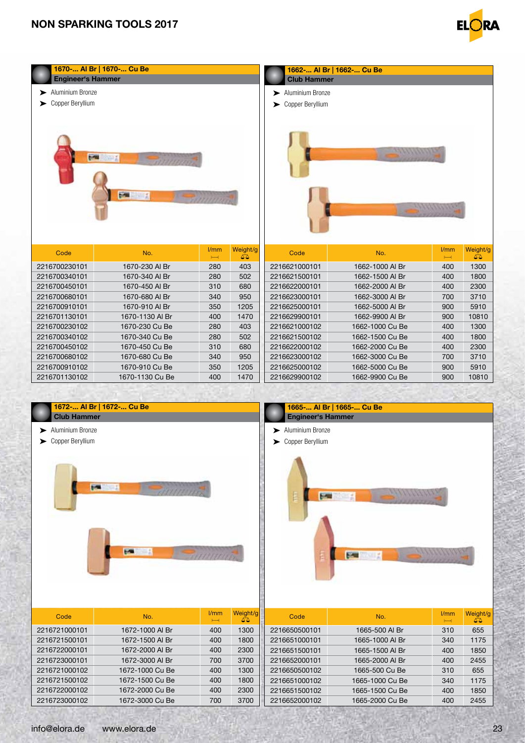## 1670-... Al Br | 1670-... Cu Be
### Engineer's Hammer

- Aluminium Bronze
- Copper Beryllium

| Code | No. | l/mm | Weight/g |
|---|---|---|---|
| 2216700230101 | 1670-230 Al Br | 280 | 403 |
| 2216700340101 | 1670-340 Al Br | 280 | 502 |
| 2216700450101 | 1670-450 Al Br | 310 | 680 |
| 2216700680101 | 1670-680 Al Br | 340 | 950 |
| 2216700910101 | 1670-910 Al Br | 350 | 1205 |
| 2216701130101 | 1670-1130 Al Br | 400 | 1470 |
| 2216700230102 | 1670-230 Cu Be | 280 | 403 |
| 2216700340102 | 1670-340 Cu Be | 280 | 502 |
| 2216700450102 | 1670-450 Cu Be | 310 | 680 |
| 2216700680102 | 1670-680 Cu Be | 340 | 950 |
| 2216700910102 | 1670-910 Cu Be | 350 | 1205 |
| 2216701130102 | 1670-1130 Cu Be | 400 | 1470 |

## 1662-... Al Br | 1662-... Cu Be
### Club Hammer

- Aluminium Bronze
- Copper Beryllium

| Code | No. | l/mm | Weight/g |
|---|---|---|---|
| 2216621000101 | 1662-1000 Al Br | 400 | 1300 |
| 2216621500101 | 1662-1500 Al Br | 400 | 1800 |
| 2216622000101 | 1662-2000 Al Br | 400 | 2300 |
| 2216623000101 | 1662-3000 Al Br | 700 | 3710 |
| 2216625000101 | 1662-5000 Al Br | 900 | 5910 |
| 2216629900101 | 1662-9900 Al Br | 900 | 10810 |
| 2216621000102 | 1662-1000 Cu Be | 400 | 1300 |
| 2216621500102 | 1662-1500 Cu Be | 400 | 1800 |
| 2216622000102 | 1662-2000 Cu Be | 400 | 2300 |
| 2216623000102 | 1662-3000 Cu Be | 700 | 3710 |
| 2216625000102 | 1662-5000 Cu Be | 900 | 5910 |
| 2216629900102 | 1662-9900 Cu Be | 900 | 10810 |

## 1672-... Al Br | 1672-... Cu Be
### Club Hammer

- Aluminium Bronze
- Copper Beryllium

| Code | No. | l/mm | Weight/g |
|---|---|---|---|
| 2216721000101 | 1672-1000 Al Br | 400 | 1300 |
| 2216721500101 | 1672-1500 Al Br | 400 | 1800 |
| 2216722000101 | 1672-2000 Al Br | 400 | 2300 |
| 2216723000101 | 1672-3000 Al Br | 700 | 3700 |
| 2216721000102 | 1672-1000 Cu Be | 400 | 1300 |
| 2216721500102 | 1672-1500 Cu Be | 400 | 1800 |
| 2216722000102 | 1672-2000 Cu Be | 400 | 2300 |
| 2216723000102 | 1672-3000 Cu Be | 700 | 3700 |

## 1665-... Al Br | 1665-... Cu Be
### Engineer's Hammer

- Aluminium Bronze
- Copper Beryllium

| Code | No. | l/mm | Weight/g |
|---|---|---|---|
| 2216650500101 | 1665-500 Al Br | 310 | 655 |
| 2216651000101 | 1665-1000 Al Br | 340 | 1175 |
| 2216651500101 | 1665-1500 Al Br | 400 | 1850 |
| 2216652000101 | 1665-2000 Al Br | 400 | 2455 |
| 2216650500102 | 1665-500 Cu Be | 310 | 655 |
| 2216651000102 | 1665-1000 Cu Be | 340 | 1175 |
| 2216651500102 | 1665-1500 Cu Be | 400 | 1850 |
| 2216652000102 | 1665-2000 Cu Be | 400 | 2455 |

info@elora.de www.elora.de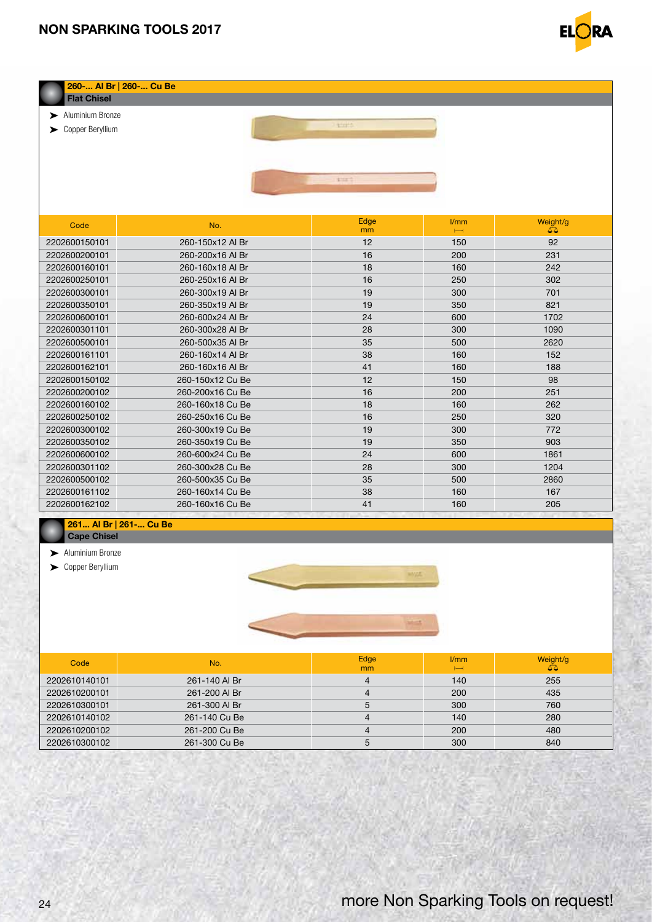## 260-... Al Br | 260-... Cu Be

### Flat Chisel

- Aluminium Bronze
- Copper Beryllium

| Code | No. | Edge mm | l/mm | Weight/g |
|---|---|---|---|---|
| 2202600150101 | 260-150x12 Al Br | 12 | 150 | 92 |
| 2202600200101 | 260-200x16 Al Br | 16 | 200 | 231 |
| 2202600160101 | 260-160x18 Al Br | 18 | 160 | 242 |
| 2202600250101 | 260-250x16 Al Br | 16 | 250 | 302 |
| 2202600300101 | 260-300x19 Al Br | 19 | 300 | 701 |
| 2202600350101 | 260-350x19 Al Br | 19 | 350 | 821 |
| 2202600600101 | 260-600x24 Al Br | 24 | 600 | 1702 |
| 2202600301101 | 260-300x28 Al Br | 28 | 300 | 1090 |
| 2202600500101 | 260-500x35 Al Br | 35 | 500 | 2620 |
| 2202600161101 | 260-160x14 Al Br | 38 | 160 | 152 |
| 2202600162101 | 260-160x16 Al Br | 41 | 160 | 188 |
| 2202600150102 | 260-150x12 Cu Be | 12 | 150 | 98 |
| 2202600200102 | 260-200x16 Cu Be | 16 | 200 | 251 |
| 2202600160102 | 260-160x18 Cu Be | 18 | 160 | 262 |
| 2202600250102 | 260-250x16 Cu Be | 16 | 250 | 320 |
| 2202600300102 | 260-300x19 Cu Be | 19 | 300 | 772 |
| 2202600350102 | 260-350x19 Cu Be | 19 | 350 | 903 |
| 2202600600102 | 260-600x24 Cu Be | 24 | 600 | 1861 |
| 2202600301102 | 260-300x28 Cu Be | 28 | 300 | 1204 |
| 2202600500102 | 260-500x35 Cu Be | 35 | 500 | 2860 |
| 2202600161102 | 260-160x14 Cu Be | 38 | 160 | 167 |
| 2202600162102 | 260-160x16 Cu Be | 41 | 160 | 205 |

## 261... Al Br | 261-... Cu Be

### Cape Chisel

- Aluminium Bronze
- Copper Beryllium

| Code | No. | Edge mm | l/mm | Weight/g |
|---|---|---|---|---|
| 2202610140101 | 261-140 Al Br | 4 | 140 | 255 |
| 2202610200101 | 261-200 Al Br | 4 | 200 | 435 |
| 2202610300101 | 261-300 Al Br | 5 | 300 | 760 |
| 2202610140102 | 261-140 Cu Be | 4 | 140 | 280 |
| 2202610200102 | 261-200 Cu Be | 4 | 200 | 480 |
| 2202610300102 | 261-300 Cu Be | 5 | 300 | 840 |

more Non Sparking Tools on request!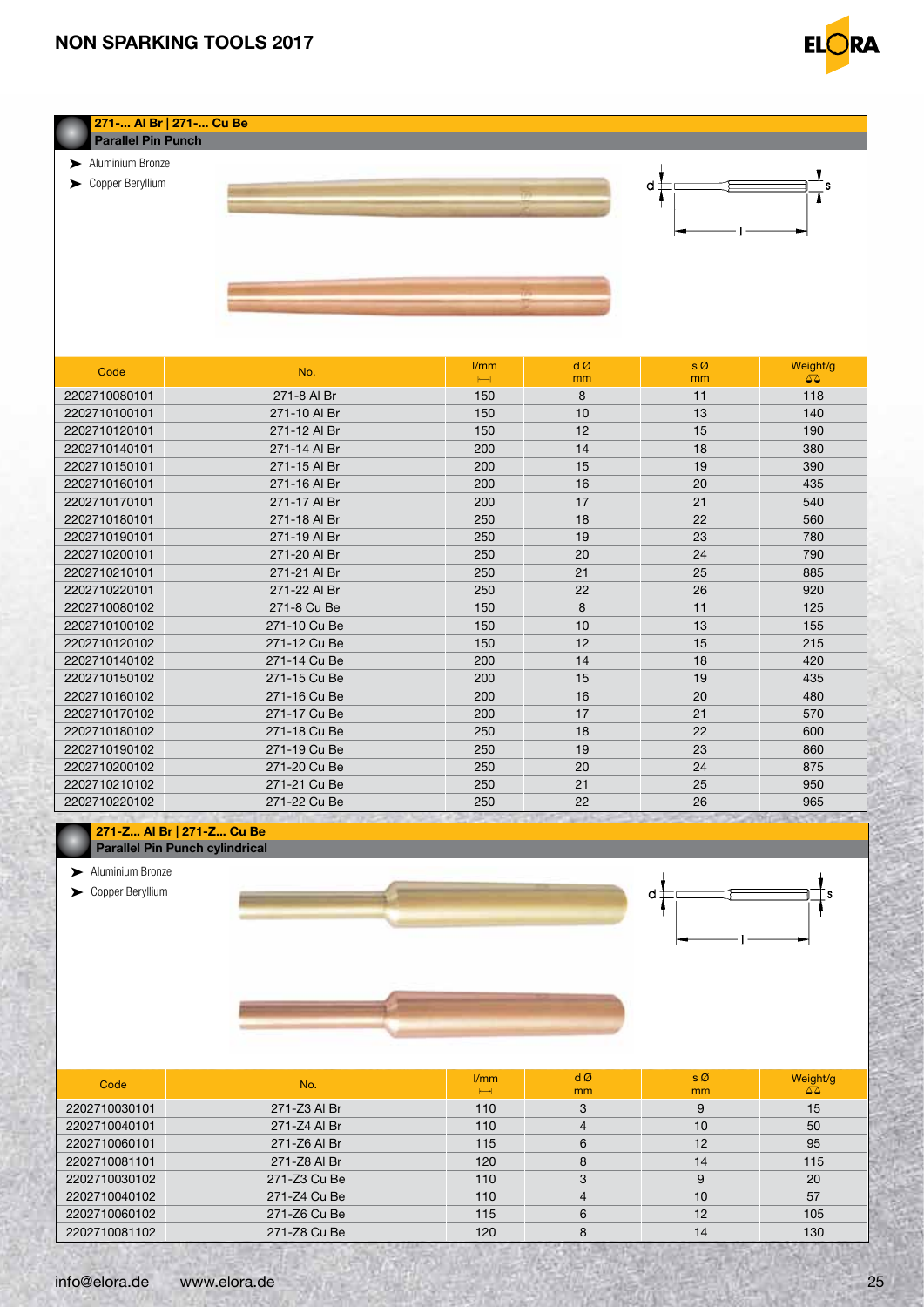## 271-... Al Br | 271-... Cu Be

### Parallel Pin Punch

- Aluminium Bronze
- Copper Beryllium

| Code | No. | l/mm | d Ø mm | s Ø mm | Weight/g |
|---|---|---|---|---|---|
| 2202710080101 | 271-8 Al Br | 150 | 8 | 11 | 118 |
| 2202710100101 | 271-10 Al Br | 150 | 10 | 13 | 140 |
| 2202710120101 | 271-12 Al Br | 150 | 12 | 15 | 190 |
| 2202710140101 | 271-14 Al Br | 200 | 14 | 18 | 380 |
| 2202710150101 | 271-15 Al Br | 200 | 15 | 19 | 390 |
| 2202710160101 | 271-16 Al Br | 200 | 16 | 20 | 435 |
| 2202710170101 | 271-17 Al Br | 200 | 17 | 21 | 540 |
| 2202710180101 | 271-18 Al Br | 250 | 18 | 22 | 560 |
| 2202710190101 | 271-19 Al Br | 250 | 19 | 23 | 780 |
| 2202710200101 | 271-20 Al Br | 250 | 20 | 24 | 790 |
| 2202710210101 | 271-21 Al Br | 250 | 21 | 25 | 885 |
| 2202710220101 | 271-22 Al Br | 250 | 22 | 26 | 920 |
| 2202710080102 | 271-8 Cu Be | 150 | 8 | 11 | 125 |
| 2202710100102 | 271-10 Cu Be | 150 | 10 | 13 | 155 |
| 2202710120102 | 271-12 Cu Be | 150 | 12 | 15 | 215 |
| 2202710140102 | 271-14 Cu Be | 200 | 14 | 18 | 420 |
| 2202710150102 | 271-15 Cu Be | 200 | 15 | 19 | 435 |
| 2202710160102 | 271-16 Cu Be | 200 | 16 | 20 | 480 |
| 2202710170102 | 271-17 Cu Be | 200 | 17 | 21 | 570 |
| 2202710180102 | 271-18 Cu Be | 250 | 18 | 22 | 600 |
| 2202710190102 | 271-19 Cu Be | 250 | 19 | 23 | 860 |
| 2202710200102 | 271-20 Cu Be | 250 | 20 | 24 | 875 |
| 2202710210102 | 271-21 Cu Be | 250 | 21 | 25 | 950 |
| 2202710220102 | 271-22 Cu Be | 250 | 22 | 26 | 965 |

## 271-Z... Al Br | 271-Z... Cu Be

### Parallel Pin Punch cylindrical

- Aluminium Bronze
- Copper Beryllium

| Code | No. | l/mm | d Ø mm | s Ø mm | Weight/g |
|---|---|---|---|---|---|
| 2202710030101 | 271-Z3 Al Br | 110 | 3 | 9 | 15 |
| 2202710040101 | 271-Z4 Al Br | 110 | 4 | 10 | 50 |
| 2202710060101 | 271-Z6 Al Br | 115 | 6 | 12 | 95 |
| 2202710081101 | 271-Z8 Al Br | 120 | 8 | 14 | 115 |
| 2202710030102 | 271-Z3 Cu Be | 110 | 3 | 9 | 20 |
| 2202710040102 | 271-Z4 Cu Be | 110 | 4 | 10 | 57 |
| 2202710060102 | 271-Z6 Cu Be | 115 | 6 | 12 | 105 |
| 2202710081102 | 271-Z8 Cu Be | 120 | 8 | 14 | 130 |

info@elora.de www.elora.de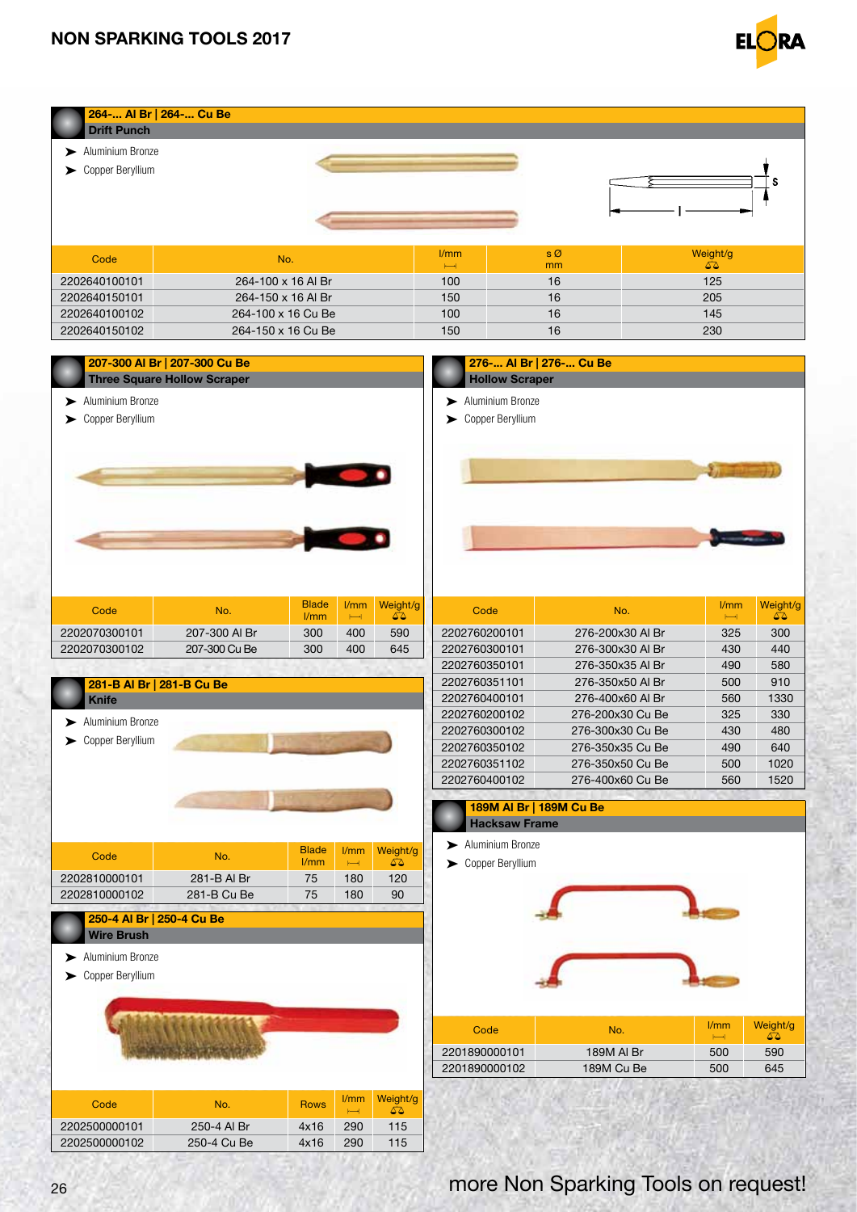## 264-... Al Br | 264-... Cu Be
### Drift Punch

- Aluminium Bronze
- Copper Beryllium

| Code | No. | l/mm | s Ø mm | Weight/g |
|---|---|---|---|---|
| 2202640100101 | 264-100 x 16 Al Br | 100 | 16 | 125 |
| 2202640150101 | 264-150 x 16 Al Br | 150 | 16 | 205 |
| 2202640100102 | 264-100 x 16 Cu Be | 100 | 16 | 145 |
| 2202640150102 | 264-150 x 16 Cu Be | 150 | 16 | 230 |

## 207-300 Al Br | 207-300 Cu Be
### Three Square Hollow Scraper

- Aluminium Bronze
- Copper Beryllium

| Code | No. | Blade l/mm | l/mm | Weight/g |
|---|---|---|---|---|
| 2202070300101 | 207-300 Al Br | 300 | 400 | 590 |
| 2202070300102 | 207-300 Cu Be | 300 | 400 | 645 |

## 281-B Al Br | 281-B Cu Be
### Knife

- Aluminium Bronze
- Copper Beryllium

| Code | No. | Blade l/mm | l/mm | Weight/g |
|---|---|---|---|---|
| 2202810000101 | 281-B Al Br | 75 | 180 | 120 |
| 2202810000102 | 281-B Cu Be | 75 | 180 | 90 |

## 250-4 Al Br | 250-4 Cu Be
### Wire Brush

- Aluminium Bronze
- Copper Beryllium

| Code | No. | Rows | l/mm | Weight/g |
|---|---|---|---|---|
| 2202500000101 | 250-4 Al Br | 4x16 | 290 | 115 |
| 2202500000102 | 250-4 Cu Be | 4x16 | 290 | 115 |

## 276-... Al Br | 276-... Cu Be
### Hollow Scraper

- Aluminium Bronze
- Copper Beryllium

| Code | No. | l/mm | Weight/g |
|---|---|---|---|
| 2202760200101 | 276-200x30 Al Br | 325 | 300 |
| 2202760300101 | 276-300x30 Al Br | 430 | 440 |
| 2202760350101 | 276-350x35 Al Br | 490 | 580 |
| 2202760351101 | 276-350x50 Al Br | 500 | 910 |
| 2202760400101 | 276-400x60 Al Br | 560 | 1330 |
| 2202760200102 | 276-200x30 Cu Be | 325 | 330 |
| 2202760300102 | 276-300x30 Cu Be | 430 | 480 |
| 2202760350102 | 276-350x35 Cu Be | 490 | 640 |
| 2202760351102 | 276-350x50 Cu Be | 500 | 1020 |
| 2202760400102 | 276-400x60 Cu Be | 560 | 1520 |

## 189M Al Br | 189M Cu Be
### Hacksaw Frame

- Aluminium Bronze
- Copper Beryllium

| Code | No. | l/mm | Weight/g |
|---|---|---|---|
| 2201890000101 | 189M Al Br | 500 | 590 |
| 2201890000102 | 189M Cu Be | 500 | 645 |

more Non Sparking Tools on request!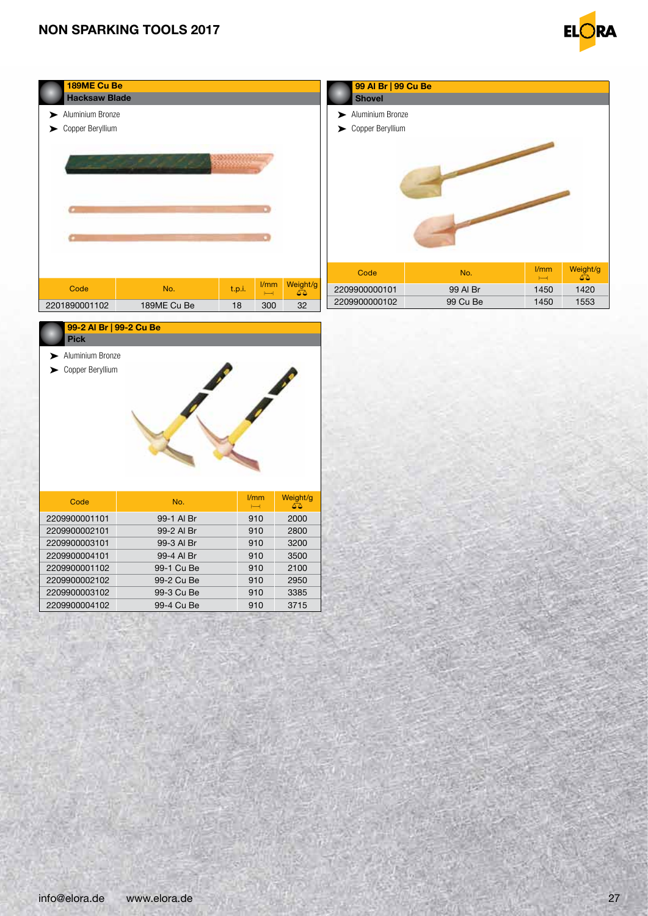## 189ME Cu Be
### Hacksaw Blade

- Aluminium Bronze
- Copper Beryllium

| Code | No. | t.p.i. | l/mm | Weight/g |
|---|---|---|---|---|
| 2201890001102 | 189ME Cu Be | 18 | 300 | 32 |

## 99 Al Br | 99 Cu Be
### Shovel

- Aluminium Bronze
- Copper Beryllium

| Code | No. | l/mm | Weight/g |
|---|---|---|---|
| 2209900000101 | 99 Al Br | 1450 | 1420 |
| 2209900000102 | 99 Cu Be | 1450 | 1553 |

## 99-2 Al Br | 99-2 Cu Be
### Pick

- Aluminium Bronze
- Copper Beryllium

| Code | No. | l/mm | Weight/g |
|---|---|---|---|
| 2209900001101 | 99-1 Al Br | 910 | 2000 |
| 2209900002101 | 99-2 Al Br | 910 | 2800 |
| 2209900003101 | 99-3 Al Br | 910 | 3200 |
| 2209900004101 | 99-4 Al Br | 910 | 3500 |
| 2209900001102 | 99-1 Cu Be | 910 | 2100 |
| 2209900002102 | 99-2 Cu Be | 910 | 2950 |
| 2209900003102 | 99-3 Cu Be | 910 | 3385 |
| 2209900004102 | 99-4 Cu Be | 910 | 3715 |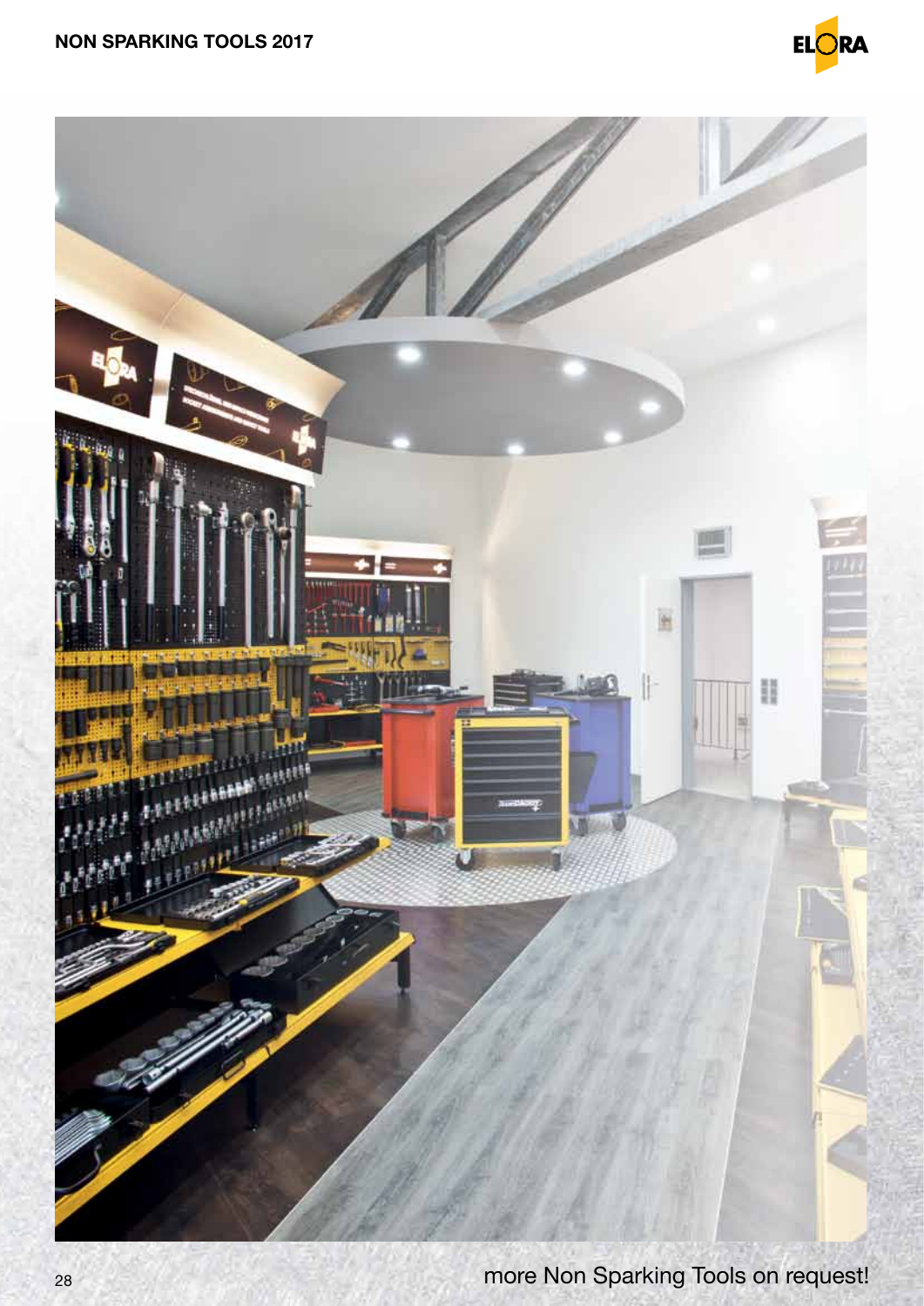more Non Sparking Tools on request!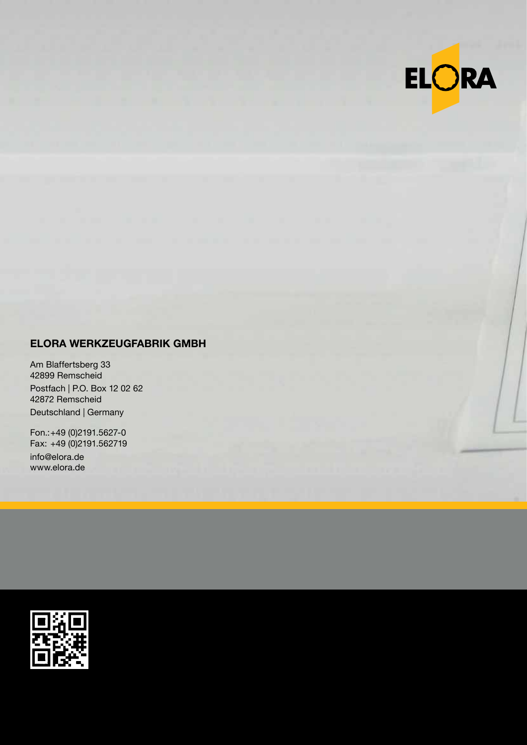ELORA

## ELORA WERKZEUGFABRIK GMBH

Am Blaffertsberg 33
42899 Remscheid
Postfach | P.O. Box 12 02 62
42872 Remscheid
Deutschland | Germany

Fon.:+49 (0)2191.5627-0
Fax: +49 (0)2191.562719
info@elora.de
www.elora.de